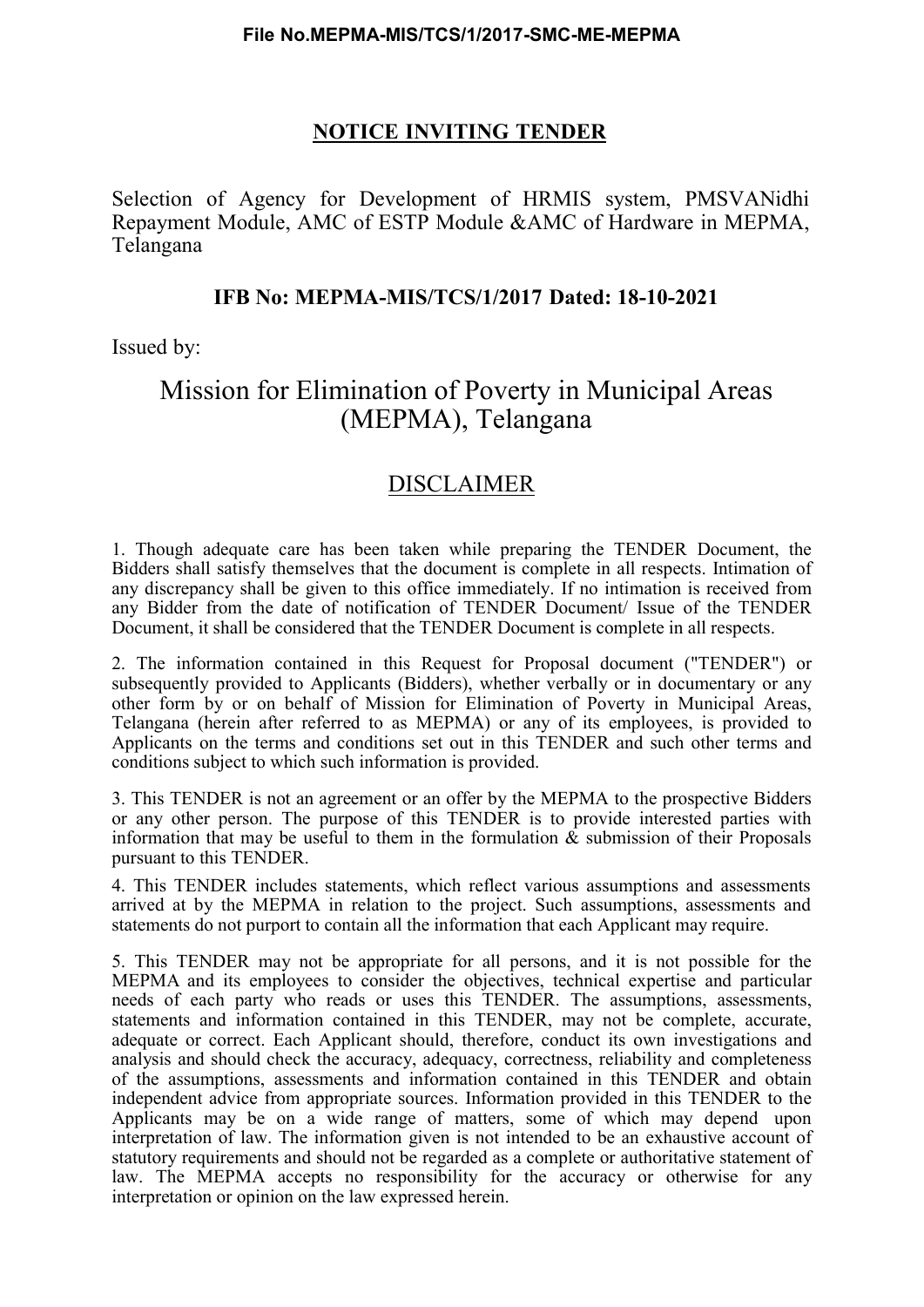**File No.MEPMA-MIS/TCS/1/2017-SMC-ME-MEPMA**

# NOTICE INVITING TENDER

Selection of Agency for Development of HRMIS system, PMSVANidhi Repayment Module, AMC of ESTP Module &AMC of Hardware in MEPMA, Telangana

**IFB No: MEPMA-MIS/TCS/1/2017 Dated: 18-10-2021**

Issued by:

## Mission for Elimination of Poverty in Municipal Areas (MEPMA), Telangana

## DISCLAIMER

1. Though adequate care has been taken while preparing the TENDER Document, the Bidders shall satisfy themselves that the document is complete in all respects. Intimation of any discrepancy shall be given to this office immediately. If no intimation is received from any Bidder from the date of notification of TENDER Document/ Issue of the TENDER Document, it shall be considered that the TENDER Document is complete in all respects.

2. The information contained in this Request for Proposal document ("TENDER") or subsequently provided to Applicants (Bidders), whether verbally or in documentary or any other form by or on behalf of Mission for Elimination of Poverty in Municipal Areas, Telangana (herein after referred to as MEPMA) or any of its employees, is provided to Applicants on the terms and conditions set out in this TENDER and such other terms and conditions subject to which such information is provided.

3. This TENDER is not an agreement or an offer by the MEPMA to the prospective Bidders or any other person. The purpose of this TENDER is to provide interested parties with information that may be useful to them in the formulation & submission of their Proposals pursuant to this TENDER.

4. This TENDER includes statements, which reflect various assumptions and assessments arrived at by the MEPMA in relation to the project. Such assumptions, assessments and statements do not purport to contain all the information that each Applicant may require.

5. This TENDER may not be appropriate for all persons, and it is not possible for the MEPMA and its employees to consider the objectives, technical expertise and particular needs of each party who reads or uses this TENDER. The assumptions, assessments, statements and information contained in this TENDER, may not be complete, accurate, adequate or correct. Each Applicant should, therefore, conduct its own investigations and analysis and should check the accuracy, adequacy, correctness, reliability and completeness of the assumptions, assessments and information contained in this TENDER and obtain independent advice from appropriate sources. Information provided in this TENDER to the Applicants may be on a wide range of matters, some of which may depend upon interpretation of law. The information given is not intended to be an exhaustive account of statutory requirements and should not be regarded as a complete or authoritative statement of law. The MEPMA accepts no responsibility for the accuracy or otherwise for any interpretation or opinion on the law expressed herein.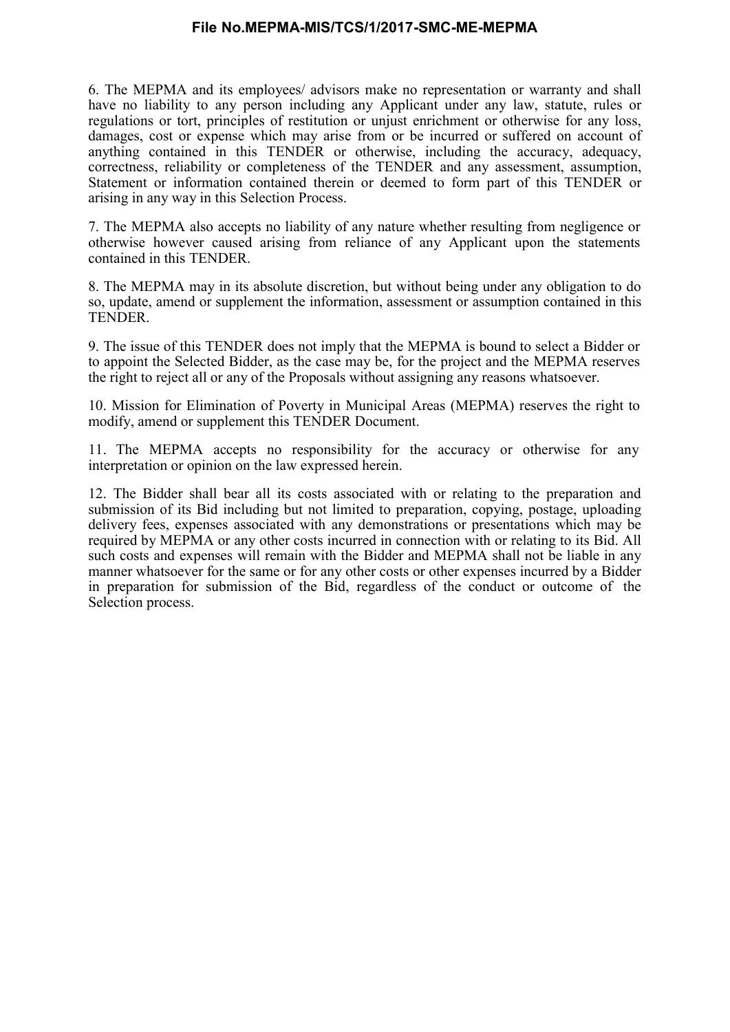6. The MEPMA and its employees/ advisors make no representation or warranty and shall have no liability to any person including any Applicant under any law, statute, rules or regulations or tort, principles of restitution or unjust enrichment or otherwise for any loss, damages, cost or expense which may arise from or be incurred or suffered on account of anything contained in this TENDER or otherwise, including the accuracy, adequacy, correctness, reliability or completeness of the TENDER and any assessment, assumption, Statement or information contained therein or deemed to form part of this TENDER or arising in any way in this Selection Process.

7. The MEPMA also accepts no liability of any nature whether resulting from negligence or otherwise however caused arising from reliance of any Applicant upon the statements contained in this TENDER.

8. The MEPMA may in its absolute discretion, but without being under any obligation to do so, update, amend or supplement the information, assessment or assumption contained in this TENDER.

9. The issue of this TENDER does not imply that the MEPMA is bound to select a Bidder or to appoint the Selected Bidder, as the case may be, for the project and the MEPMA reserves the right to reject all or any of the Proposals without assigning any reasons whatsoever.

10. Mission for Elimination of Poverty in Municipal Areas (MEPMA) reserves the right to modify, amend or supplement this TENDER Document.

11. The MEPMA accepts no responsibility for the accuracy or otherwise for any interpretation or opinion on the law expressed herein.

12. The Bidder shall bear all its costs associated with or relating to the preparation and submission of its Bid including but not limited to preparation, copying, postage, uploading delivery fees, expenses associated with any demonstrations or presentations which may be required by MEPMA or any other costs incurred in connection with or relating to its Bid. All such costs and expenses will remain with the Bidder and MEPMA shall not be liable in any manner whatsoever for the same or for any other costs or other expenses incurred by a Bidder in preparation for submission of the Bid, regardless of the conduct or outcome of the Selection process.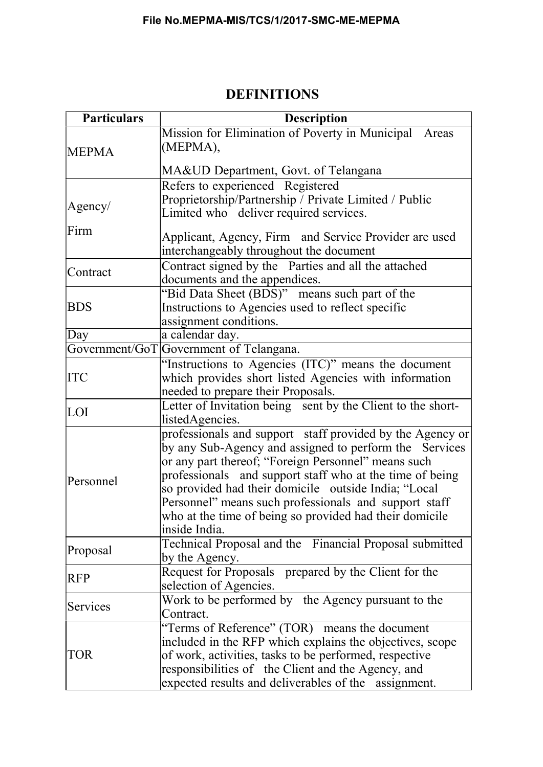# DEFINITIONS

| Particulars | Description |
|---|---|
| MEPMA | Mission for Elimination of Poverty in Municipal Areas (MEPMA),<br><br>MA&UD Department, Govt. of Telangana |
| Agency/<br><br>Firm | Refers to experienced Registered Proprietorship/Partnership / Private Limited / Public Limited who deliver required services.<br><br>Applicant, Agency, Firm and Service Provider are used interchangeably throughout the document |
| Contract | Contract signed by the Parties and all the attached documents and the appendices. |
| BDS | "Bid Data Sheet (BDS)" means such part of the Instructions to Agencies used to reflect specific assignment conditions. |
| Day | a calendar day. |
| Government/GoT | Government of Telangana. |
| ITC | "Instructions to Agencies (ITC)" means the document which provides short listed Agencies with information needed to prepare their Proposals. |
| LOI | Letter of Invitation being sent by the Client to the short-listedAgencies. |
| Personnel | professionals and support staff provided by the Agency or by any Sub-Agency and assigned to perform the Services or any part thereof; "Foreign Personnel" means such professionals and support staff who at the time of being so provided had their domicile outside India; "Local Personnel" means such professionals and support staff who at the time of being so provided had their domicile inside India. |
| Proposal | Technical Proposal and the Financial Proposal submitted by the Agency. |
| RFP | Request for Proposals prepared by the Client for the selection of Agencies. |
| Services | Work to be performed by the Agency pursuant to the Contract. |
| TOR | "Terms of Reference" (TOR) means the document included in the RFP which explains the objectives, scope of work, activities, tasks to be performed, respective responsibilities of the Client and the Agency, and expected results and deliverables of the assignment. |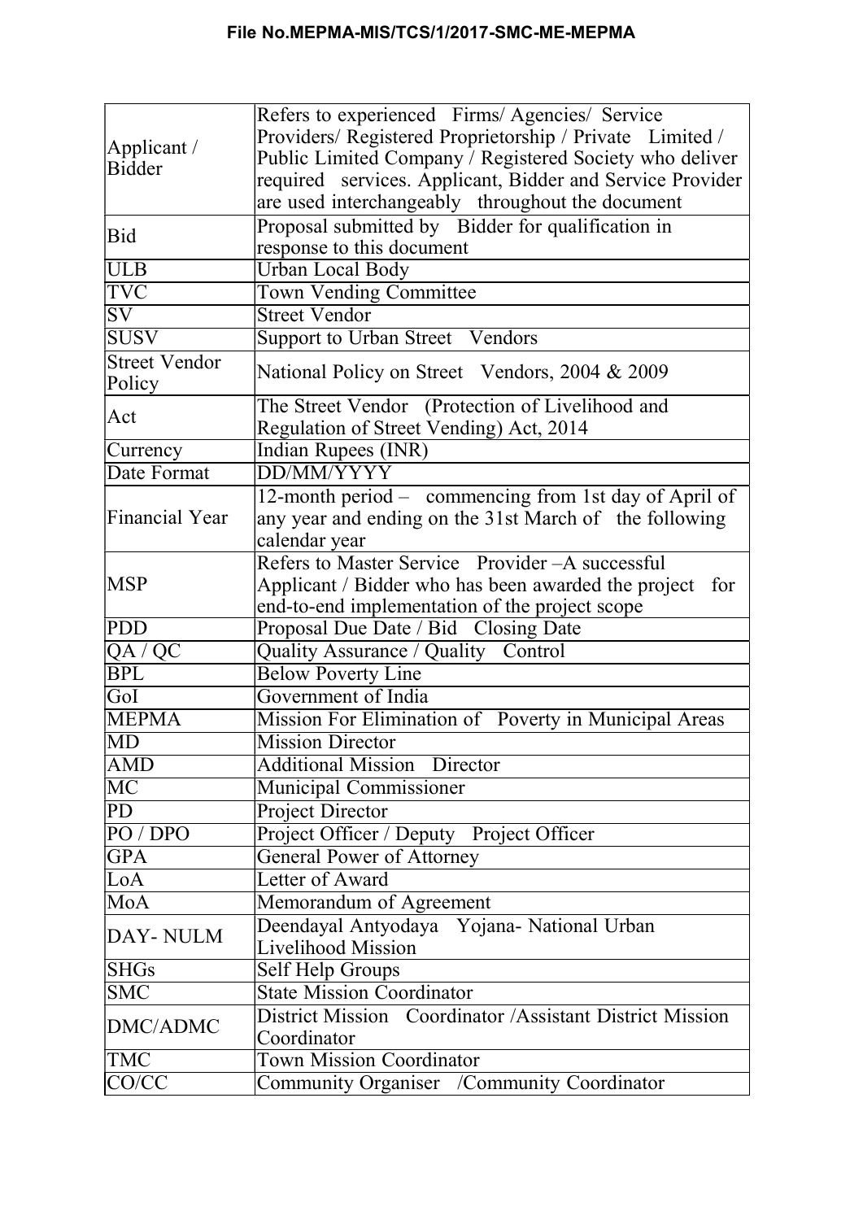| Applicant / Bidder | Refers to experienced Firms/ Agencies/ Service Providers/ Registered Proprietorship / Private Limited / Public Limited Company / Registered Society who deliver required services. Applicant, Bidder and Service Provider are used interchangeably throughout the document |
|---|---|
| Bid | Proposal submitted by Bidder for qualification in response to this document |
| ULB | Urban Local Body |
| TVC | Town Vending Committee |
| SV | Street Vendor |
| SUSV | Support to Urban Street Vendors |
| Street Vendor Policy | National Policy on Street Vendors, 2004 & 2009 |
| Act | The Street Vendor (Protection of Livelihood and Regulation of Street Vending) Act, 2014 |
| Currency | Indian Rupees (INR) |
| Date Format | DD/MM/YYYY |
| Financial Year | 12-month period – commencing from 1st day of April of any year and ending on the 31st March of the following calendar year |
| MSP | Refers to Master Service Provider –A successful Applicant / Bidder who has been awarded the project for end-to-end implementation of the project scope |
| PDD | Proposal Due Date / Bid Closing Date |
| QA / QC | Quality Assurance / Quality Control |
| BPL | Below Poverty Line |
| GoI | Government of India |
| MEPMA | Mission For Elimination of Poverty in Municipal Areas |
| MD | Mission Director |
| AMD | Additional Mission Director |
| MC | Municipal Commissioner |
| PD | Project Director |
| PO / DPO | Project Officer / Deputy Project Officer |
| GPA | General Power of Attorney |
| LoA | Letter of Award |
| MoA | Memorandum of Agreement |
| DAY- NULM | Deendayal Antyodaya Yojana- National Urban Livelihood Mission |
| SHGs | Self Help Groups |
| SMC | State Mission Coordinator |
| DMC/ADMC | District Mission Coordinator /Assistant District Mission Coordinator |
| TMC | Town Mission Coordinator |
| CO/CC | Community Organiser /Community Coordinator |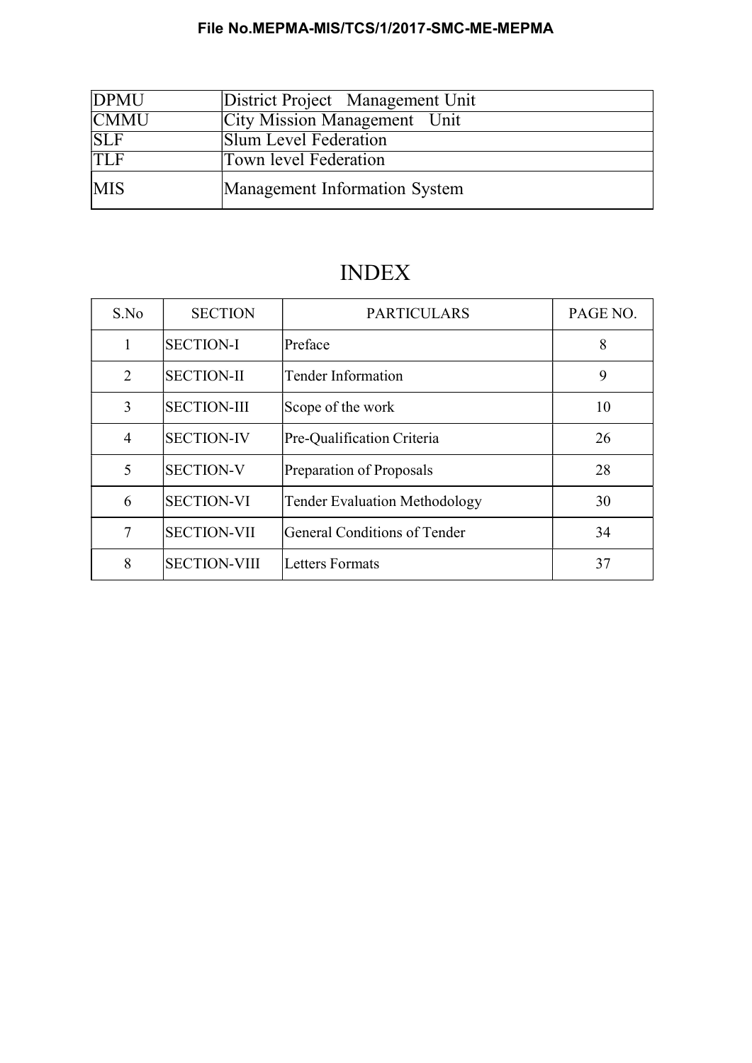| DPMU | District Project Management Unit |
|---|---|
| CMMU | City Mission Management Unit |
| SLF | Slum Level Federation |
| TLF | Town level Federation |
| MIS | Management Information System |

# INDEX

| S.No | SECTION | PARTICULARS | PAGE NO. |
|---|---|---|---|
| 1 | SECTION-I | Preface | 8 |
| 2 | SECTION-II | Tender Information | 9 |
| 3 | SECTION-III | Scope of the work | 10 |
| 4 | SECTION-IV | Pre-Qualification Criteria | 26 |
| 5 | SECTION-V | Preparation of Proposals | 28 |
| 6 | SECTION-VI | Tender Evaluation Methodology | 30 |
| 7 | SECTION-VII | General Conditions of Tender | 34 |
| 8 | SECTION-VIII | Letters Formats | 37 |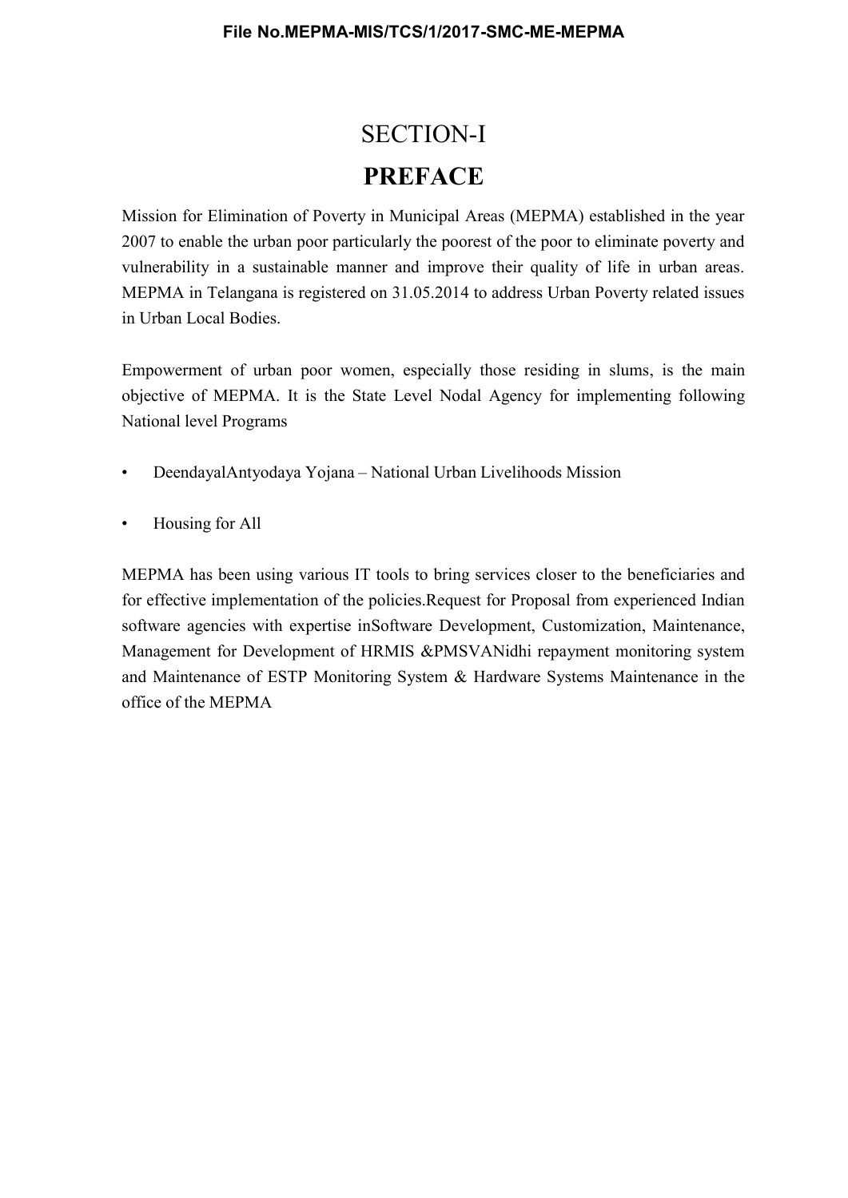# SECTION-I

## PREFACE

Mission for Elimination of Poverty in Municipal Areas (MEPMA) established in the year 2007 to enable the urban poor particularly the poorest of the poor to eliminate poverty and vulnerability in a sustainable manner and improve their quality of life in urban areas. MEPMA in Telangana is registered on 31.05.2014 to address Urban Poverty related issues in Urban Local Bodies.

Empowerment of urban poor women, especially those residing in slums, is the main objective of MEPMA. It is the State Level Nodal Agency for implementing following National level Programs

- DeendayalAntyodaya Yojana – National Urban Livelihoods Mission
- Housing for All

MEPMA has been using various IT tools to bring services closer to the beneficiaries and for effective implementation of the policies.Request for Proposal from experienced Indian software agencies with expertise inSoftware Development, Customization, Maintenance, Management for Development of HRMIS &PMSVANidhi repayment monitoring system and Maintenance of ESTP Monitoring System & Hardware Systems Maintenance in the office of the MEPMA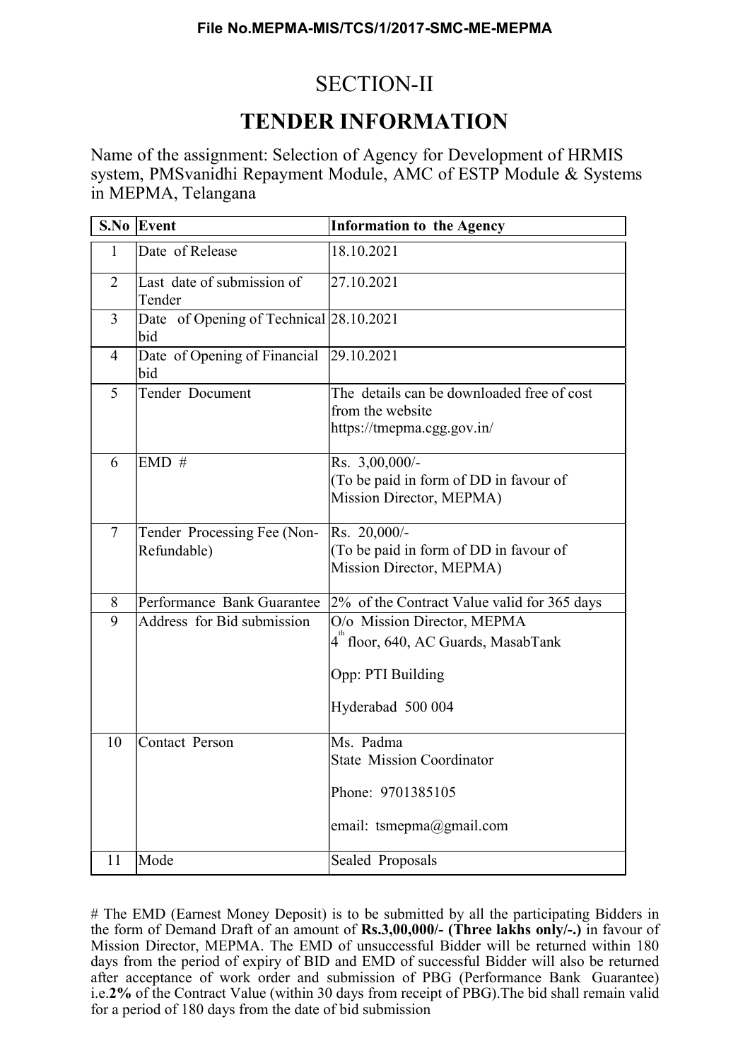**File No.MEPMA-MIS/TCS/1/2017-SMC-ME-MEPMA**

# SECTION-II

# TENDER INFORMATION

Name of the assignment: Selection of Agency for Development of HRMIS system, PMSvanidhi Repayment Module, AMC of ESTP Module & Systems in MEPMA, Telangana

| S.No | Event | Information to the Agency |
|---|---|---|
| 1 | Date of Release | 18.10.2021 |
| 2 | Last date of submission of Tender | 27.10.2021 |
| 3 | Date of Opening of Technical bid | 28.10.2021 |
| 4 | Date of Opening of Financial bid | 29.10.2021 |
| 5 | Tender Document | The details can be downloaded free of cost from the website https://tmepma.cgg.gov.in/ |
| 6 | EMD # | Rs. 3,00,000/- (To be paid in form of DD in favour of Mission Director, MEPMA) |
| 7 | Tender Processing Fee (Non-Refundable) | Rs. 20,000/- (To be paid in form of DD in favour of Mission Director, MEPMA) |
| 8 | Performance Bank Guarantee | 2% of the Contract Value valid for 365 days |
| 9 | Address for Bid submission | O/o Mission Director, MEPMA 4th floor, 640, AC Guards, MasabTank Opp: PTI Building Hyderabad 500 004 |
| 10 | Contact Person | Ms. Padma State Mission Coordinator Phone: 9701385105 email: tsmepma@gmail.com |
| 11 | Mode | Sealed Proposals |

# The EMD (Earnest Money Deposit) is to be submitted by all the participating Bidders in the form of Demand Draft of an amount of **Rs.3,00,000/- (Three lakhs only/-.)** in favour of Mission Director, MEPMA. The EMD of unsuccessful Bidder will be returned within 180 days from the period of expiry of BID and EMD of successful Bidder will also be returned after acceptance of work order and submission of PBG (Performance Bank Guarantee) i.e.**2%** of the Contract Value (within 30 days from receipt of PBG).The bid shall remain valid for a period of 180 days from the date of bid submission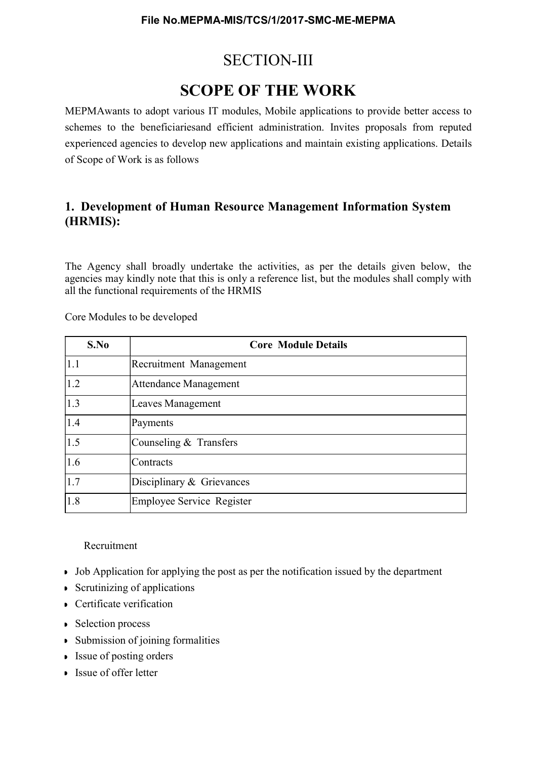# SECTION-III

# SCOPE OF THE WORK

MEPMAwants to adopt various IT modules, Mobile applications to provide better access to schemes to the beneficiariesand efficient administration. Invites proposals from reputed experienced agencies to develop new applications and maintain existing applications. Details of Scope of Work is as follows

## 1. Development of Human Resource Management Information System (HRMIS):

The Agency shall broadly undertake the activities, as per the details given below, the agencies may kindly note that this is only a reference list, but the modules shall comply with all the functional requirements of the HRMIS

Core Modules to be developed

| S.No | Core Module Details |
|---|---|
| 1.1 | Recruitment Management |
| 1.2 | Attendance Management |
| 1.3 | Leaves Management |
| 1.4 | Payments |
| 1.5 | Counseling & Transfers |
| 1.6 | Contracts |
| 1.7 | Disciplinary & Grievances |
| 1.8 | Employee Service Register |

Recruitment

- Job Application for applying the post as per the notification issued by the department
- Scrutinizing of applications
- Certificate verification
- Selection process
- Submission of joining formalities
- Issue of posting orders
- Issue of offer letter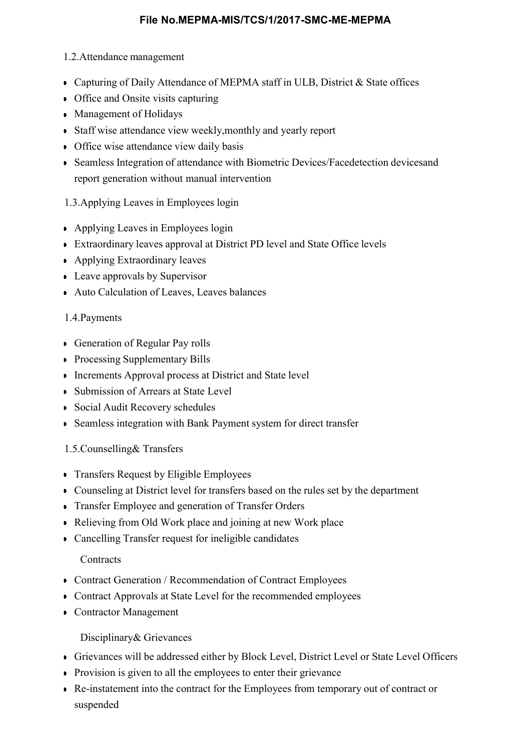1.2.Attendance management

- Capturing of Daily Attendance of MEPMA staff in ULB, District & State offices
- Office and Onsite visits capturing
- Management of Holidays
- Staff wise attendance view weekly,monthly and yearly report
- Office wise attendance view daily basis
- Seamless Integration of attendance with Biometric Devices/Facedetection devicesand report generation without manual intervention

1.3.Applying Leaves in Employees login

- Applying Leaves in Employees login
- Extraordinary leaves approval at District PD level and State Office levels
- Applying Extraordinary leaves
- Leave approvals by Supervisor
- Auto Calculation of Leaves, Leaves balances

1.4.Payments

- Generation of Regular Pay rolls
- Processing Supplementary Bills
- Increments Approval process at District and State level
- Submission of Arrears at State Level
- Social Audit Recovery schedules
- Seamless integration with Bank Payment system for direct transfer

1.5.Counselling& Transfers

- Transfers Request by Eligible Employees
- Counseling at District level for transfers based on the rules set by the department
- Transfer Employee and generation of Transfer Orders
- Relieving from Old Work place and joining at new Work place
- Cancelling Transfer request for ineligible candidates

Contracts

- Contract Generation / Recommendation of Contract Employees
- Contract Approvals at State Level for the recommended employees
- Contractor Management

Disciplinary& Grievances

- Grievances will be addressed either by Block Level, District Level or State Level Officers
- Provision is given to all the employees to enter their grievance
- Re-instatement into the contract for the Employees from temporary out of contract or suspended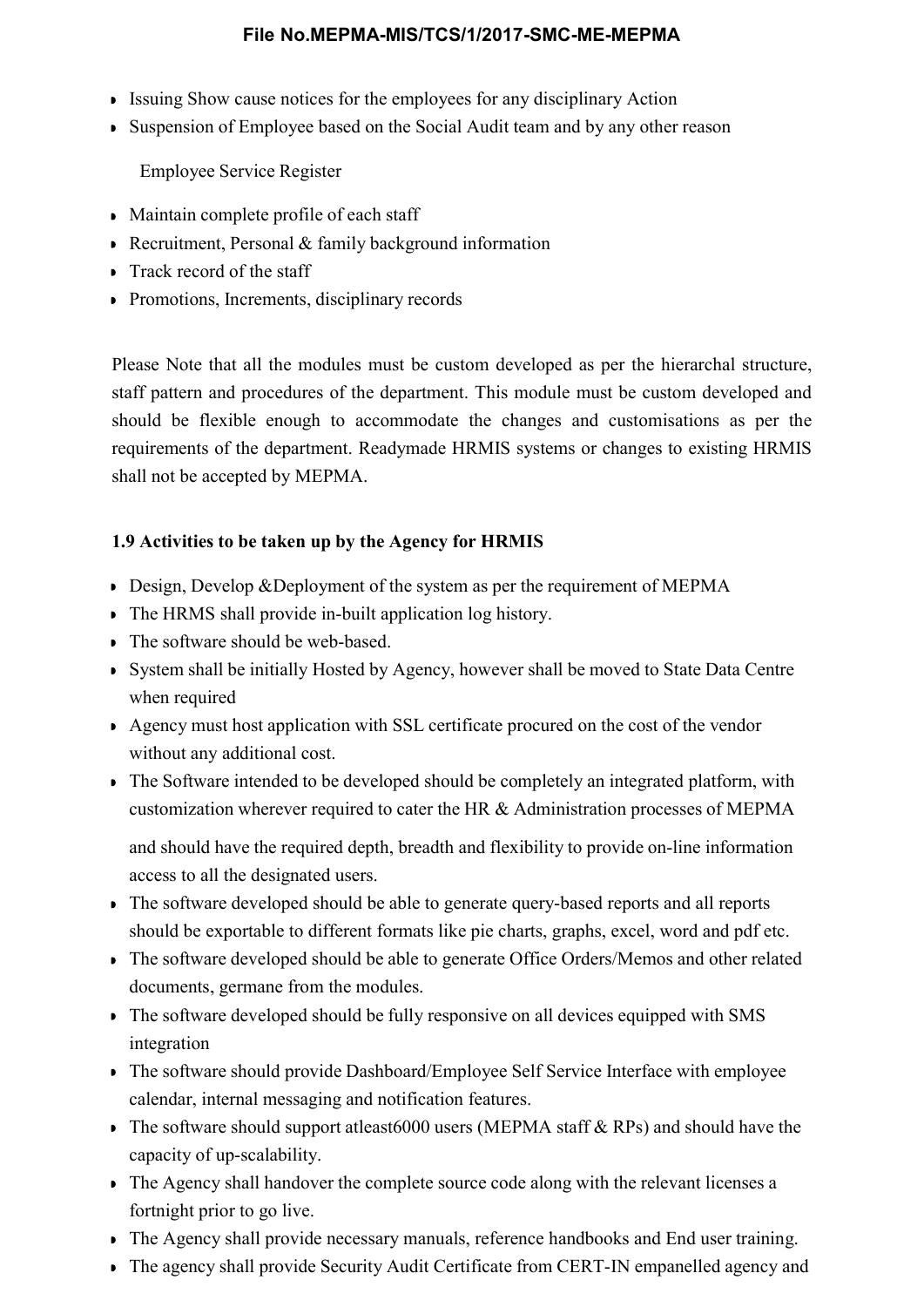- Issuing Show cause notices for the employees for any disciplinary Action
- Suspension of Employee based on the Social Audit team and by any other reason

Employee Service Register

- Maintain complete profile of each staff
- Recruitment, Personal & family background information
- Track record of the staff
- Promotions, Increments, disciplinary records

Please Note that all the modules must be custom developed as per the hierarchal structure, staff pattern and procedures of the department. This module must be custom developed and should be flexible enough to accommodate the changes and customisations as per the requirements of the department. Readymade HRMIS systems or changes to existing HRMIS shall not be accepted by MEPMA.

### 1.9 Activities to be taken up by the Agency for HRMIS

- Design, Develop &Deployment of the system as per the requirement of MEPMA
- The HRMS shall provide in-built application log history.
- The software should be web-based.
- System shall be initially Hosted by Agency, however shall be moved to State Data Centre when required
- Agency must host application with SSL certificate procured on the cost of the vendor without any additional cost.
- The Software intended to be developed should be completely an integrated platform, with customization wherever required to cater the HR & Administration processes of MEPMA

  and should have the required depth, breadth and flexibility to provide on-line information access to all the designated users.
- The software developed should be able to generate query-based reports and all reports should be exportable to different formats like pie charts, graphs, excel, word and pdf etc.
- The software developed should be able to generate Office Orders/Memos and other related documents, germane from the modules.
- The software developed should be fully responsive on all devices equipped with SMS integration
- The software should provide Dashboard/Employee Self Service Interface with employee calendar, internal messaging and notification features.
- The software should support atleast6000 users (MEPMA staff & RPs) and should have the capacity of up-scalability.
- The Agency shall handover the complete source code along with the relevant licenses a fortnight prior to go live.
- The Agency shall provide necessary manuals, reference handbooks and End user training.
- The agency shall provide Security Audit Certificate from CERT-IN empanelled agency and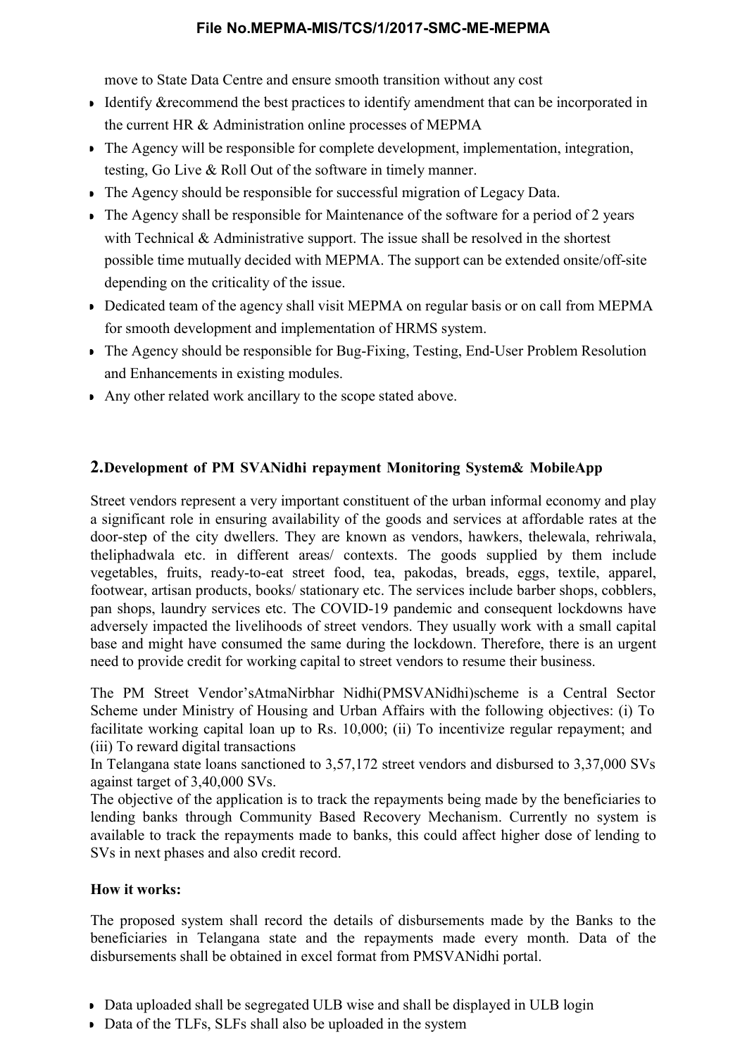move to State Data Centre and ensure smooth transition without any cost

- Identify &recommend the best practices to identify amendment that can be incorporated in the current HR & Administration online processes of MEPMA
- The Agency will be responsible for complete development, implementation, integration, testing, Go Live & Roll Out of the software in timely manner.
- The Agency should be responsible for successful migration of Legacy Data.
- The Agency shall be responsible for Maintenance of the software for a period of 2 years with Technical & Administrative support. The issue shall be resolved in the shortest possible time mutually decided with MEPMA. The support can be extended onsite/off-site depending on the criticality of the issue.
- Dedicated team of the agency shall visit MEPMA on regular basis or on call from MEPMA for smooth development and implementation of HRMS system.
- The Agency should be responsible for Bug-Fixing, Testing, End-User Problem Resolution and Enhancements in existing modules.
- Any other related work ancillary to the scope stated above.

## 2.Development of PM SVANidhi repayment Monitoring System& MobileApp

Street vendors represent a very important constituent of the urban informal economy and play a significant role in ensuring availability of the goods and services at affordable rates at the door-step of the city dwellers. They are known as vendors, hawkers, thelewala, rehriwala, theliphadwala etc. in different areas/ contexts. The goods supplied by them include vegetables, fruits, ready-to-eat street food, tea, pakodas, breads, eggs, textile, apparel, footwear, artisan products, books/ stationary etc. The services include barber shops, cobblers, pan shops, laundry services etc. The COVID-19 pandemic and consequent lockdowns have adversely impacted the livelihoods of street vendors. They usually work with a small capital base and might have consumed the same during the lockdown. Therefore, there is an urgent need to provide credit for working capital to street vendors to resume their business.

The PM Street Vendor'sAtmaNirbhar Nidhi(PMSVANidhi)scheme is a Central Sector Scheme under Ministry of Housing and Urban Affairs with the following objectives: (i) To facilitate working capital loan up to Rs. 10,000; (ii) To incentivize regular repayment; and (iii) To reward digital transactions

In Telangana state loans sanctioned to 3,57,172 street vendors and disbursed to 3,37,000 SVs against target of 3,40,000 SVs.

The objective of the application is to track the repayments being made by the beneficiaries to lending banks through Community Based Recovery Mechanism. Currently no system is available to track the repayments made to banks, this could affect higher dose of lending to SVs in next phases and also credit record.

**How it works:**

The proposed system shall record the details of disbursements made by the Banks to the beneficiaries in Telangana state and the repayments made every month. Data of the disbursements shall be obtained in excel format from PMSVANidhi portal.

- Data uploaded shall be segregated ULB wise and shall be displayed in ULB login
- Data of the TLFs, SLFs shall also be uploaded in the system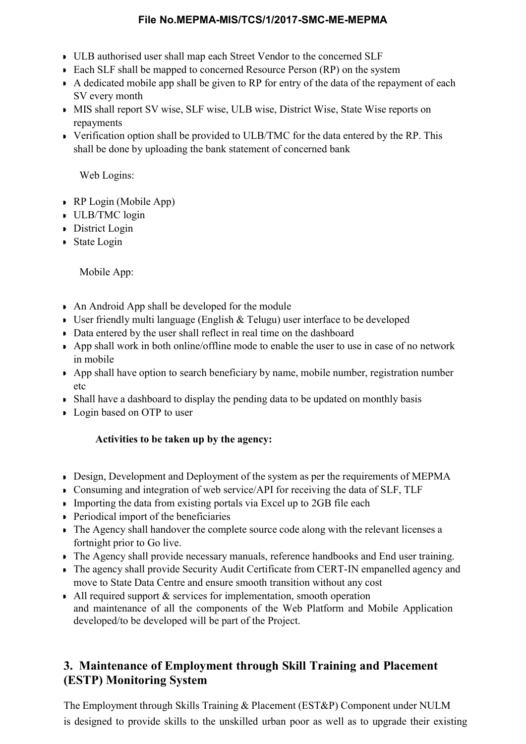- ULB authorised user shall map each Street Vendor to the concerned SLF
- Each SLF shall be mapped to concerned Resource Person (RP) on the system
- A dedicated mobile app shall be given to RP for entry of the data of the repayment of each SV every month
- MIS shall report SV wise, SLF wise, ULB wise, District Wise, State Wise reports on repayments
- Verification option shall be provided to ULB/TMC for the data entered by the RP. This shall be done by uploading the bank statement of concerned bank

Web Logins:

- RP Login (Mobile App)
- ULB/TMC login
- District Login
- State Login

Mobile App:

- An Android App shall be developed for the module
- User friendly multi language (English & Telugu) user interface to be developed
- Data entered by the user shall reflect in real time on the dashboard
- App shall work in both online/offline mode to enable the user to use in case of no network in mobile
- App shall have option to search beneficiary by name, mobile number, registration number etc
- Shall have a dashboard to display the pending data to be updated on monthly basis
- Login based on OTP to user

**Activities to be taken up by the agency:**

- Design, Development and Deployment of the system as per the requirements of MEPMA
- Consuming and integration of web service/API for receiving the data of SLF, TLF
- Importing the data from existing portals via Excel up to 2GB file each
- Periodical import of the beneficiaries
- The Agency shall handover the complete source code along with the relevant licenses a fortnight prior to Go live.
- The Agency shall provide necessary manuals, reference handbooks and End user training.
- The agency shall provide Security Audit Certificate from CERT-IN empanelled agency and move to State Data Centre and ensure smooth transition without any cost
- All required support & services for implementation, smooth operation and maintenance of all the components of the Web Platform and Mobile Application developed/to be developed will be part of the Project.

## 3. Maintenance of Employment through Skill Training and Placement (ESTP) Monitoring System

The Employment through Skills Training & Placement (EST&P) Component under NULM is designed to provide skills to the unskilled urban poor as well as to upgrade their existing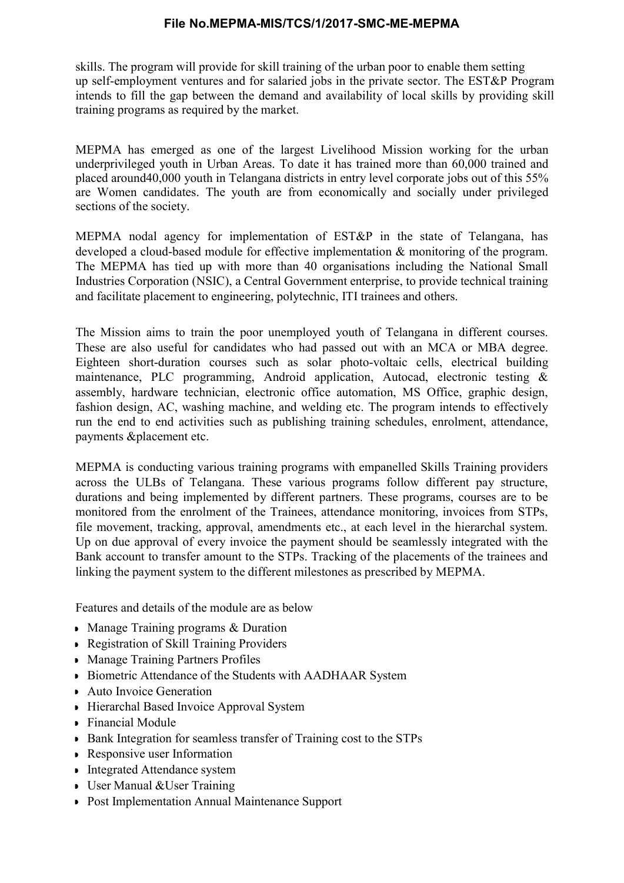skills. The program will provide for skill training of the urban poor to enable them setting up self-employment ventures and for salaried jobs in the private sector. The EST&P Program intends to fill the gap between the demand and availability of local skills by providing skill training programs as required by the market.

MEPMA has emerged as one of the largest Livelihood Mission working for the urban underprivileged youth in Urban Areas. To date it has trained more than 60,000 trained and placed around40,000 youth in Telangana districts in entry level corporate jobs out of this 55% are Women candidates. The youth are from economically and socially under privileged sections of the society.

MEPMA nodal agency for implementation of EST&P in the state of Telangana, has developed a cloud-based module for effective implementation & monitoring of the program. The MEPMA has tied up with more than 40 organisations including the National Small Industries Corporation (NSIC), a Central Government enterprise, to provide technical training and facilitate placement to engineering, polytechnic, ITI trainees and others.

The Mission aims to train the poor unemployed youth of Telangana in different courses. These are also useful for candidates who had passed out with an MCA or MBA degree. Eighteen short-duration courses such as solar photo-voltaic cells, electrical building maintenance, PLC programming, Android application, Autocad, electronic testing & assembly, hardware technician, electronic office automation, MS Office, graphic design, fashion design, AC, washing machine, and welding etc. The program intends to effectively run the end to end activities such as publishing training schedules, enrolment, attendance, payments &placement etc.

MEPMA is conducting various training programs with empanelled Skills Training providers across the ULBs of Telangana. These various programs follow different pay structure, durations and being implemented by different partners. These programs, courses are to be monitored from the enrolment of the Trainees, attendance monitoring, invoices from STPs, file movement, tracking, approval, amendments etc., at each level in the hierarchal system. Up on due approval of every invoice the payment should be seamlessly integrated with the Bank account to transfer amount to the STPs. Tracking of the placements of the trainees and linking the payment system to the different milestones as prescribed by MEPMA.

Features and details of the module are as below

- Manage Training programs & Duration
- Registration of Skill Training Providers
- Manage Training Partners Profiles
- Biometric Attendance of the Students with AADHAAR System
- Auto Invoice Generation
- Hierarchal Based Invoice Approval System
- Financial Module
- Bank Integration for seamless transfer of Training cost to the STPs
- Responsive user Information
- Integrated Attendance system
- User Manual &User Training
- Post Implementation Annual Maintenance Support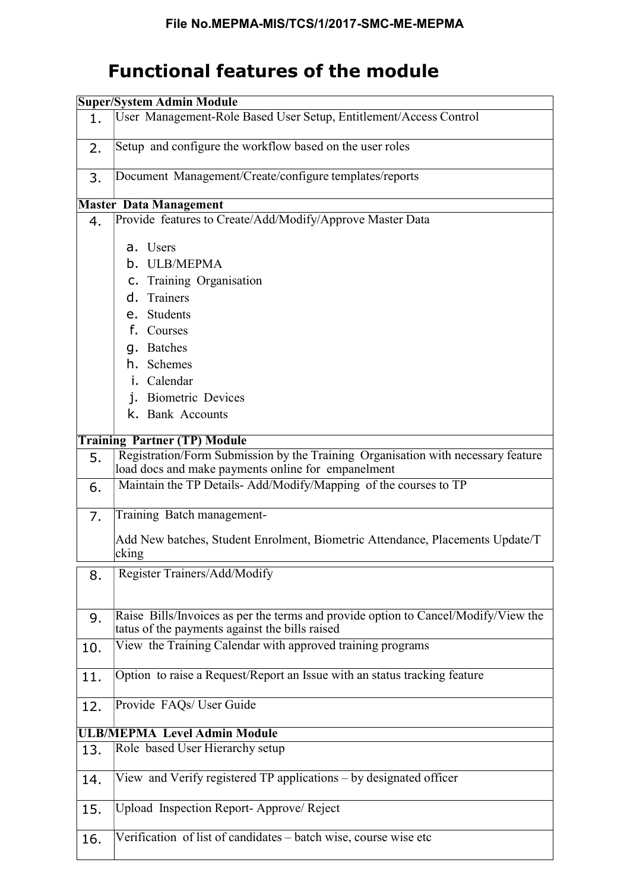File No.MEPMA-MIS/TCS/1/2017-SMC-ME-MEPMA

# Functional features of the module

| Super/System Admin Module | |
|---|---|
| 1. | User Management-Role Based User Setup, Entitlement/Access Control |
| 2. | Setup and configure the workflow based on the user roles |
| 3. | Document Management/Create/configure templates/reports |
| **Master Data Management** | |
| 4. | Provide features to Create/Add/Modify/Approve Master Data<br><br>a. Users<br>b. ULB/MEPMA<br>c. Training Organisation<br>d. Trainers<br>e. Students<br>f. Courses<br>g. Batches<br>h. Schemes<br>i. Calendar<br>j. Biometric Devices<br>k. Bank Accounts |
| **Training Partner (TP) Module** | |
| 5. | Registration/Form Submission by the Training Organisation with necessary feature load docs and make payments online for empanelment |
| 6. | Maintain the TP Details- Add/Modify/Mapping of the courses to TP |
| 7. | Training Batch management-<br><br>Add New batches, Student Enrolment, Biometric Attendance, Placements Update/T cking |
| 8. | Register Trainers/Add/Modify |
| 9. | Raise Bills/Invoices as per the terms and provide option to Cancel/Modify/View the tatus of the payments against the bills raised |
| 10. | View the Training Calendar with approved training programs |
| 11. | Option to raise a Request/Report an Issue with an status tracking feature |
| 12. | Provide FAQs/ User Guide |
| **ULB/MEPMA Level Admin Module** | |
| 13. | Role based User Hierarchy setup |
| 14. | View and Verify registered TP applications – by designated officer |
| 15. | Upload Inspection Report- Approve/ Reject |
| 16. | Verification of list of candidates – batch wise, course wise etc |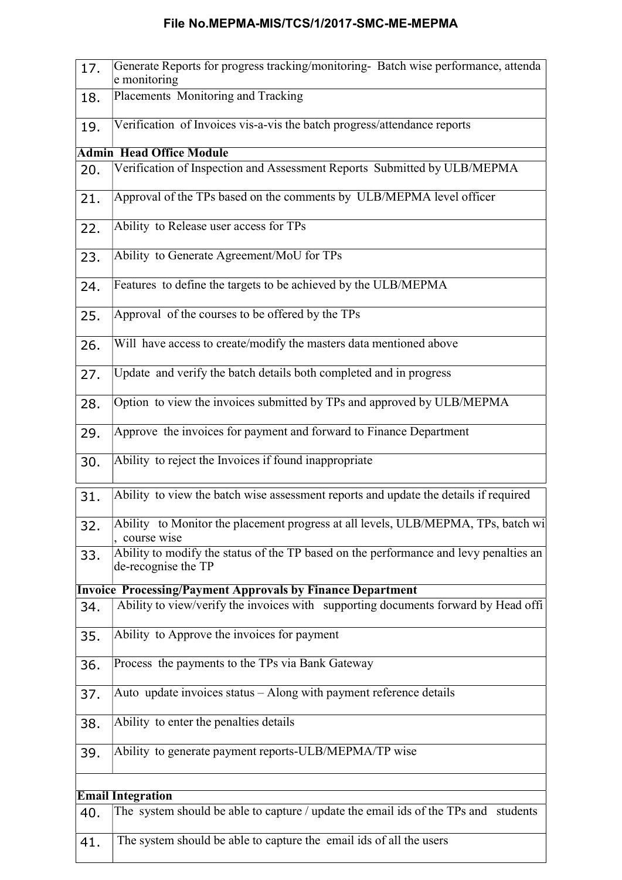| | |
|---|---|
| 17. | Generate Reports for progress tracking/monitoring- Batch wise performance, attenda e monitoring |
| 18. | Placements Monitoring and Tracking |
| 19. | Verification of Invoices vis-a-vis the batch progress/attendance reports |
| **Admin Head Office Module** | |
| 20. | Verification of Inspection and Assessment Reports Submitted by ULB/MEPMA |
| 21. | Approval of the TPs based on the comments by ULB/MEPMA level officer |
| 22. | Ability to Release user access for TPs |
| 23. | Ability to Generate Agreement/MoU for TPs |
| 24. | Features to define the targets to be achieved by the ULB/MEPMA |
| 25. | Approval of the courses to be offered by the TPs |
| 26. | Will have access to create/modify the masters data mentioned above |
| 27. | Update and verify the batch details both completed and in progress |
| 28. | Option to view the invoices submitted by TPs and approved by ULB/MEPMA |
| 29. | Approve the invoices for payment and forward to Finance Department |
| 30. | Ability to reject the Invoices if found inappropriate |
| 31. | Ability to view the batch wise assessment reports and update the details if required |
| 32. | Ability to Monitor the placement progress at all levels, ULB/MEPMA, TPs, batch wi , course wise |
| 33. | Ability to modify the status of the TP based on the performance and levy penalties an de-recognise the TP |
| **Invoice Processing/Payment Approvals by Finance Department** | |
| 34. | Ability to view/verify the invoices with supporting documents forward by Head offi |
| 35. | Ability to Approve the invoices for payment |
| 36. | Process the payments to the TPs via Bank Gateway |
| 37. | Auto update invoices status – Along with payment reference details |
| 38. | Ability to enter the penalties details |
| 39. | Ability to generate payment reports-ULB/MEPMA/TP wise |
| | |
| **Email Integration** | |
| 40. | The system should be able to capture / update the email ids of the TPs and students |
| 41. | The system should be able to capture the email ids of all the users |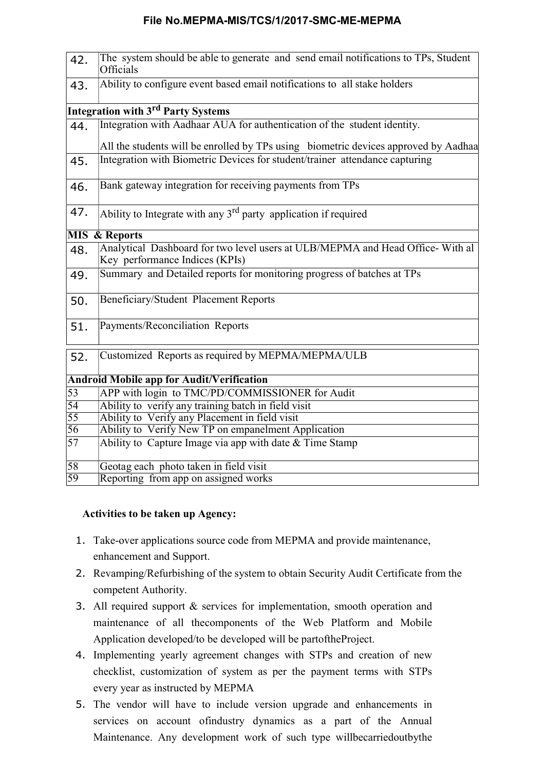| | |
|---|---|
| 42. | The system should be able to generate and send email notifications to TPs, Student Officials |
| 43. | Ability to configure event based email notifications to all stake holders |
| **Integration with 3rd Party Systems** | |
| 44. | Integration with Aadhaar AUA for authentication of the student identity. All the students will be enrolled by TPs using biometric devices approved by Aadhaa |
| 45. | Integration with Biometric Devices for student/trainer attendance capturing |
| 46. | Bank gateway integration for receiving payments from TPs |
| 47. | Ability to Integrate with any 3rd party application if required |
| **MIS & Reports** | |
| 48. | Analytical Dashboard for two level users at ULB/MEPMA and Head Office- With al Key performance Indices (KPIs) |
| 49. | Summary and Detailed reports for monitoring progress of batches at TPs |
| 50. | Beneficiary/Student Placement Reports |
| 51. | Payments/Reconciliation Reports |
| 52. | Customized Reports as required by MEPMA/MEPMA/ULB |
| **Android Mobile app for Audit/Verification** | |
| 53 | APP with login to TMC/PD/COMMISSIONER for Audit |
| 54 | Ability to verify any training batch in field visit |
| 55 | Ability to Verify any Placement in field visit |
| 56 | Ability to Verify New TP on empanelment Application |
| 57 | Ability to Capture Image via app with date & Time Stamp |
| 58 | Geotag each photo taken in field visit |
| 59 | Reporting from app on assigned works |

**Activities to be taken up Agency:**

1. Take-over applications source code from MEPMA and provide maintenance, enhancement and Support.
2. Revamping/Refurbishing of the system to obtain Security Audit Certificate from the competent Authority.
3. All required support & services for implementation, smooth operation and maintenance of all thecomponents of the Web Platform and Mobile Application developed/to be developed will be partoftheProject.
4. Implementing yearly agreement changes with STPs and creation of new checklist, customization of system as per the payment terms with STPs every year as instructed by MEPMA
5. The vendor will have to include version upgrade and enhancements in services on account ofindustry dynamics as a part of the Annual Maintenance. Any development work of such type willbecarriedoutbythe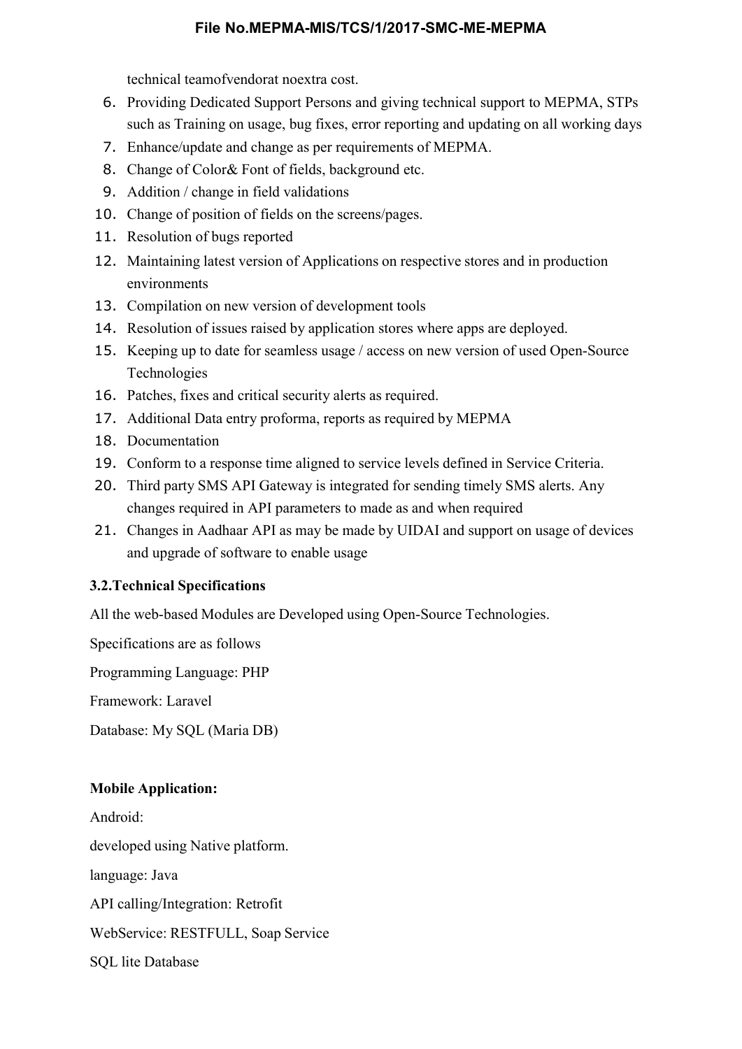technical teamofvendorat noextra cost.

6. Providing Dedicated Support Persons and giving technical support to MEPMA, STPs such as Training on usage, bug fixes, error reporting and updating on all working days
7. Enhance/update and change as per requirements of MEPMA.
8. Change of Color& Font of fields, background etc.
9. Addition / change in field validations
10. Change of position of fields on the screens/pages.
11. Resolution of bugs reported
12. Maintaining latest version of Applications on respective stores and in production environments
13. Compilation on new version of development tools
14. Resolution of issues raised by application stores where apps are deployed.
15. Keeping up to date for seamless usage / access on new version of used Open-Source Technologies
16. Patches, fixes and critical security alerts as required.
17. Additional Data entry proforma, reports as required by MEPMA
18. Documentation
19. Conform to a response time aligned to service levels defined in Service Criteria.
20. Third party SMS API Gateway is integrated for sending timely SMS alerts. Any changes required in API parameters to made as and when required
21. Changes in Aadhaar API as may be made by UIDAI and support on usage of devices and upgrade of software to enable usage

### 3.2.Technical Specifications

All the web-based Modules are Developed using Open-Source Technologies.

Specifications are as follows

Programming Language: PHP

Framework: Laravel

Database: My SQL (Maria DB)

**Mobile Application:**

Android:

developed using Native platform.

language: Java

API calling/Integration: Retrofit

WebService: RESTFULL, Soap Service

SQL lite Database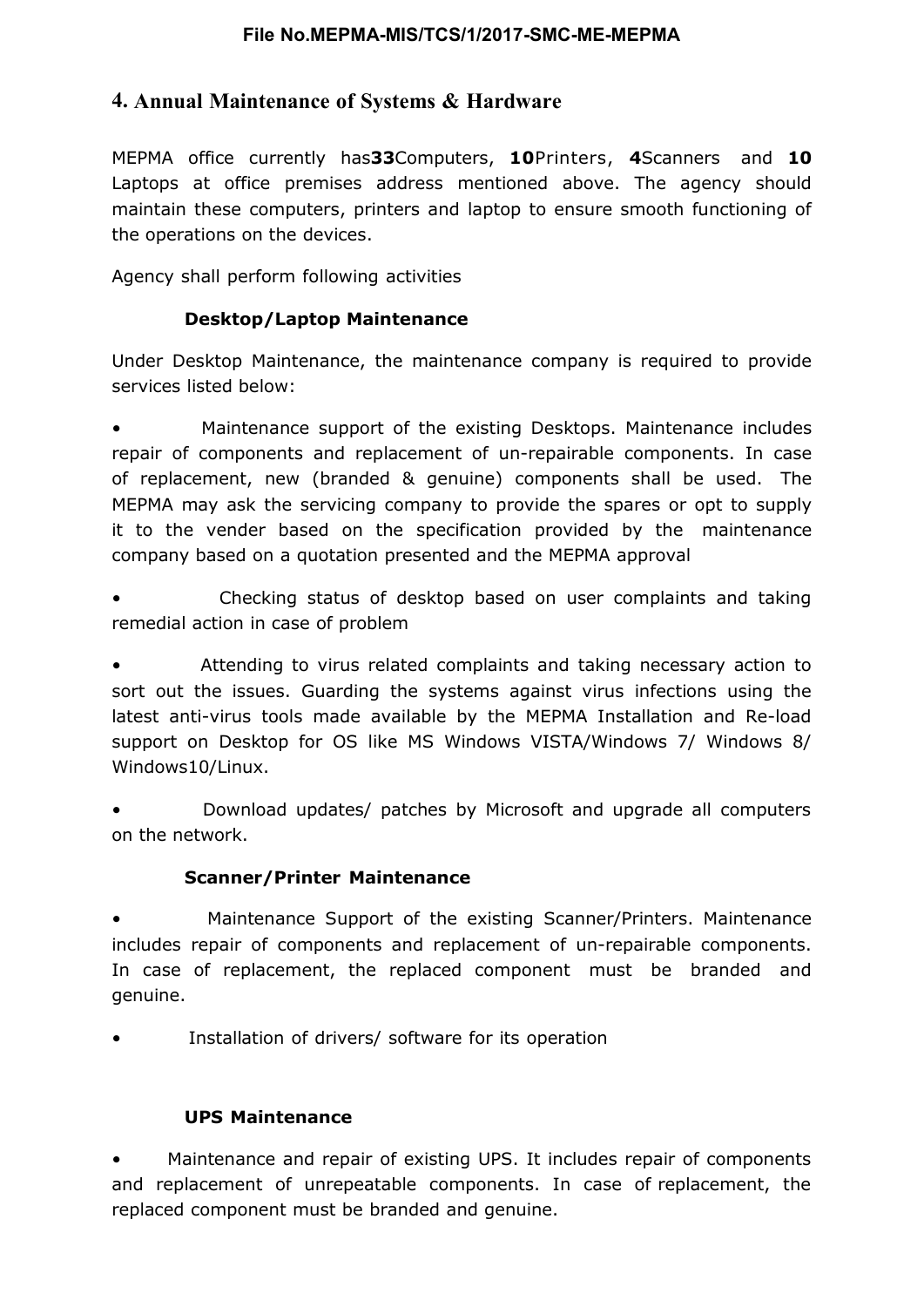## 4. Annual Maintenance of Systems & Hardware

MEPMA office currently has**33**Computers, **10**Printers, **4**Scanners and **10** Laptops at office premises address mentioned above. The agency should maintain these computers, printers and laptop to ensure smooth functioning of the operations on the devices.

Agency shall perform following activities

### Desktop/Laptop Maintenance

Under Desktop Maintenance, the maintenance company is required to provide services listed below:

- Maintenance support of the existing Desktops. Maintenance includes repair of components and replacement of un-repairable components. In case of replacement, new (branded & genuine) components shall be used. The MEPMA may ask the servicing company to provide the spares or opt to supply it to the vender based on the specification provided by the maintenance company based on a quotation presented and the MEPMA approval
- Checking status of desktop based on user complaints and taking remedial action in case of problem
- Attending to virus related complaints and taking necessary action to sort out the issues. Guarding the systems against virus infections using the latest anti-virus tools made available by the MEPMA Installation and Re-load support on Desktop for OS like MS Windows VISTA/Windows 7/ Windows 8/ Windows10/Linux.
- Download updates/ patches by Microsoft and upgrade all computers on the network.

### Scanner/Printer Maintenance

- Maintenance Support of the existing Scanner/Printers. Maintenance includes repair of components and replacement of un-repairable components. In case of replacement, the replaced component must be branded and genuine.
- Installation of drivers/ software for its operation

### UPS Maintenance

- Maintenance and repair of existing UPS. It includes repair of components and replacement of unrepeatable components. In case of replacement, the replaced component must be branded and genuine.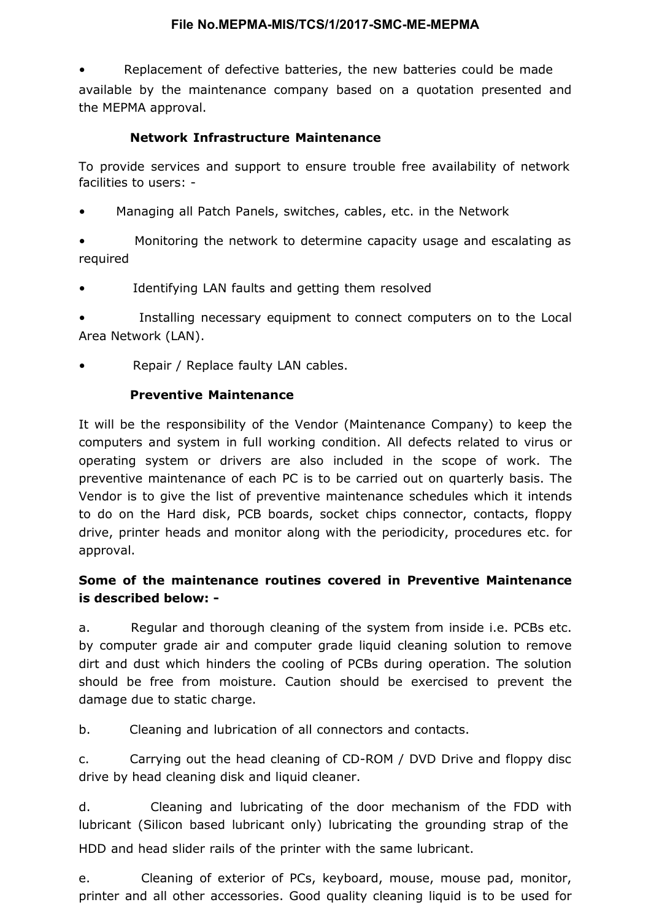- Replacement of defective batteries, the new batteries could be made available by the maintenance company based on a quotation presented and the MEPMA approval.

### Network Infrastructure Maintenance

To provide services and support to ensure trouble free availability of network facilities to users: -

- Managing all Patch Panels, switches, cables, etc. in the Network
- Monitoring the network to determine capacity usage and escalating as required
- Identifying LAN faults and getting them resolved
- Installing necessary equipment to connect computers on to the Local Area Network (LAN).
- Repair / Replace faulty LAN cables.

### Preventive Maintenance

It will be the responsibility of the Vendor (Maintenance Company) to keep the computers and system in full working condition. All defects related to virus or operating system or drivers are also included in the scope of work. The preventive maintenance of each PC is to be carried out on quarterly basis. The Vendor is to give the list of preventive maintenance schedules which it intends to do on the Hard disk, PCB boards, socket chips connector, contacts, floppy drive, printer heads and monitor along with the periodicity, procedures etc. for approval.

**Some of the maintenance routines covered in Preventive Maintenance is described below: -**

a. Regular and thorough cleaning of the system from inside i.e. PCBs etc. by computer grade air and computer grade liquid cleaning solution to remove dirt and dust which hinders the cooling of PCBs during operation. The solution should be free from moisture. Caution should be exercised to prevent the damage due to static charge.

b. Cleaning and lubrication of all connectors and contacts.

c. Carrying out the head cleaning of CD-ROM / DVD Drive and floppy disc drive by head cleaning disk and liquid cleaner.

d. Cleaning and lubricating of the door mechanism of the FDD with lubricant (Silicon based lubricant only) lubricating the grounding strap of the HDD and head slider rails of the printer with the same lubricant.

e. Cleaning of exterior of PCs, keyboard, mouse, mouse pad, monitor, printer and all other accessories. Good quality cleaning liquid is to be used for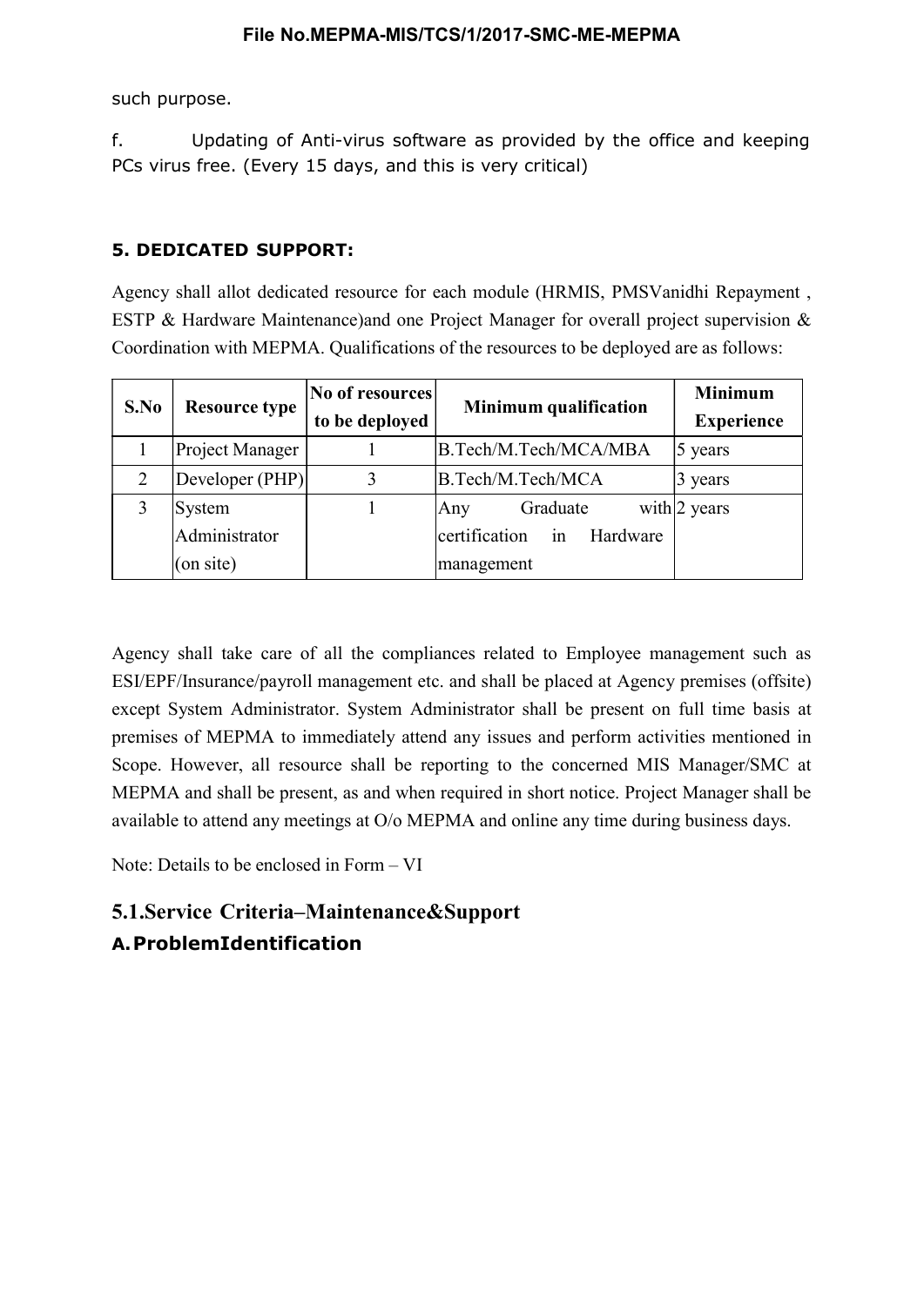such purpose.

f. Updating of Anti-virus software as provided by the office and keeping PCs virus free. (Every 15 days, and this is very critical)

### 5. DEDICATED SUPPORT:

Agency shall allot dedicated resource for each module (HRMIS, PMSVanidhi Repayment , ESTP & Hardware Maintenance)and one Project Manager for overall project supervision & Coordination with MEPMA. Qualifications of the resources to be deployed are as follows:

| S.No | Resource type | No of resources to be deployed | Minimum qualification | Minimum Experience |
|---|---|---|---|---|
| 1 | Project Manager | 1 | B.Tech/M.Tech/MCA/MBA | 5 years |
| 2 | Developer (PHP) | 3 | B.Tech/M.Tech/MCA | 3 years |
| 3 | System Administrator (on site) | 1 | Any Graduate with certification in Hardware management | 2 years |

Agency shall take care of all the compliances related to Employee management such as ESI/EPF/Insurance/payroll management etc. and shall be placed at Agency premises (offsite) except System Administrator. System Administrator shall be present on full time basis at premises of MEPMA to immediately attend any issues and perform activities mentioned in Scope. However, all resource shall be reporting to the concerned MIS Manager/SMC at MEPMA and shall be present, as and when required in short notice. Project Manager shall be available to attend any meetings at O/o MEPMA and online any time during business days.

Note: Details to be enclosed in Form – VI

## 5.1.Service Criteria–Maintenance&Support

### A. ProblemIdentification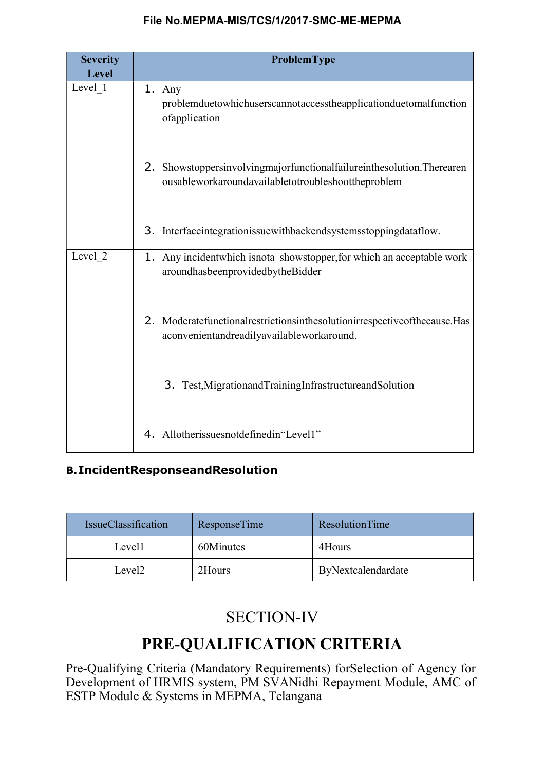| Severity Level | ProblemType |
|---|---|
| Level_1 | 1. Any problemduetowhichuserscannotaccesstheapplicationduetomalfunction ofapplication<br><br>2. Showstoppersinvolvingmajorfunctionalfailureinthesolution.Therearen ousableworkaroundavailabletotroubleshoottheproblem<br><br>3. Interfaceintegrationissuewithbackendsystemsstoppingdataflow. |
| Level_2 | 1. Any incidentwhich isnota showstopper,for which an acceptable work aroundhasbeenprovidedbytheBidder<br><br>2. Moderatefunctionalrestrictionsinthesolutionirrespectiveofthecause.Has aconvenientandreadilyavailableworkaround.<br><br>3. Test,MigrationandTrainingInfrastructureandSolution<br><br>4. Allotherissuesnotdefinedin"Level1" |

**B. IncidentResponseandResolution**

| IssueClassification | ResponseTime | ResolutionTime |
|---|---|---|
| Level1 | 60Minutes | 4Hours |
| Level2 | 2Hours | ByNextcalendardate |

# SECTION-IV

# PRE-QUALIFICATION CRITERIA

Pre-Qualifying Criteria (Mandatory Requirements) forSelection of Agency for Development of HRMIS system, PM SVANidhi Repayment Module, AMC of ESTP Module & Systems in MEPMA, Telangana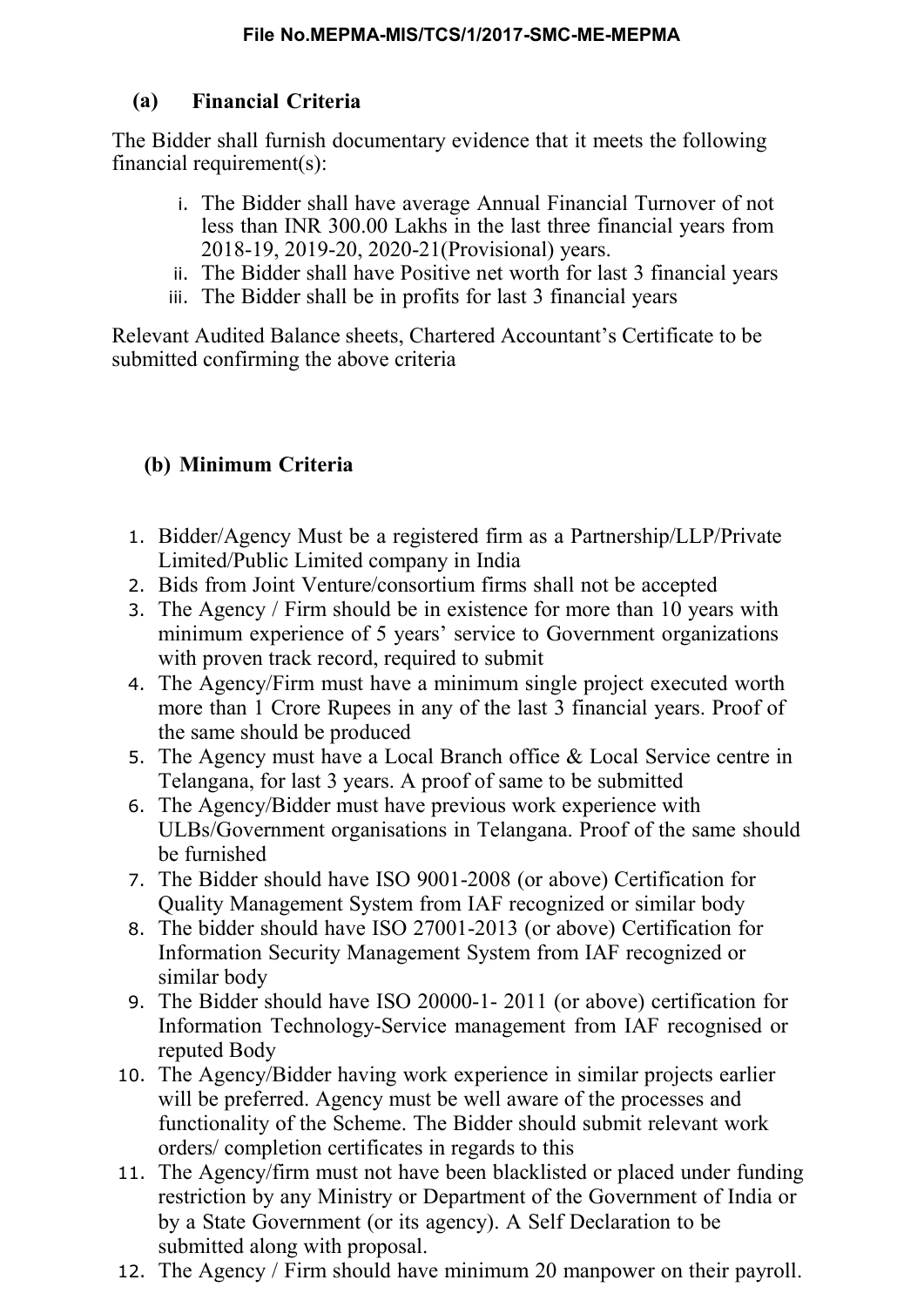### (a) Financial Criteria

The Bidder shall furnish documentary evidence that it meets the following financial requirement(s):

i. The Bidder shall have average Annual Financial Turnover of not less than INR 300.00 Lakhs in the last three financial years from 2018-19, 2019-20, 2020-21(Provisional) years.
ii. The Bidder shall have Positive net worth for last 3 financial years
iii. The Bidder shall be in profits for last 3 financial years

Relevant Audited Balance sheets, Chartered Accountant's Certificate to be submitted confirming the above criteria

### (b) Minimum Criteria

1. Bidder/Agency Must be a registered firm as a Partnership/LLP/Private Limited/Public Limited company in India
2. Bids from Joint Venture/consortium firms shall not be accepted
3. The Agency / Firm should be in existence for more than 10 years with minimum experience of 5 years' service to Government organizations with proven track record, required to submit
4. The Agency/Firm must have a minimum single project executed worth more than 1 Crore Rupees in any of the last 3 financial years. Proof of the same should be produced
5. The Agency must have a Local Branch office & Local Service centre in Telangana, for last 3 years. A proof of same to be submitted
6. The Agency/Bidder must have previous work experience with ULBs/Government organisations in Telangana. Proof of the same should be furnished
7. The Bidder should have ISO 9001-2008 (or above) Certification for Quality Management System from IAF recognized or similar body
8. The bidder should have ISO 27001-2013 (or above) Certification for Information Security Management System from IAF recognized or similar body
9. The Bidder should have ISO 20000-1- 2011 (or above) certification for Information Technology-Service management from IAF recognised or reputed Body
10. The Agency/Bidder having work experience in similar projects earlier will be preferred. Agency must be well aware of the processes and functionality of the Scheme. The Bidder should submit relevant work orders/ completion certificates in regards to this
11. The Agency/firm must not have been blacklisted or placed under funding restriction by any Ministry or Department of the Government of India or by a State Government (or its agency). A Self Declaration to be submitted along with proposal.
12. The Agency / Firm should have minimum 20 manpower on their payroll.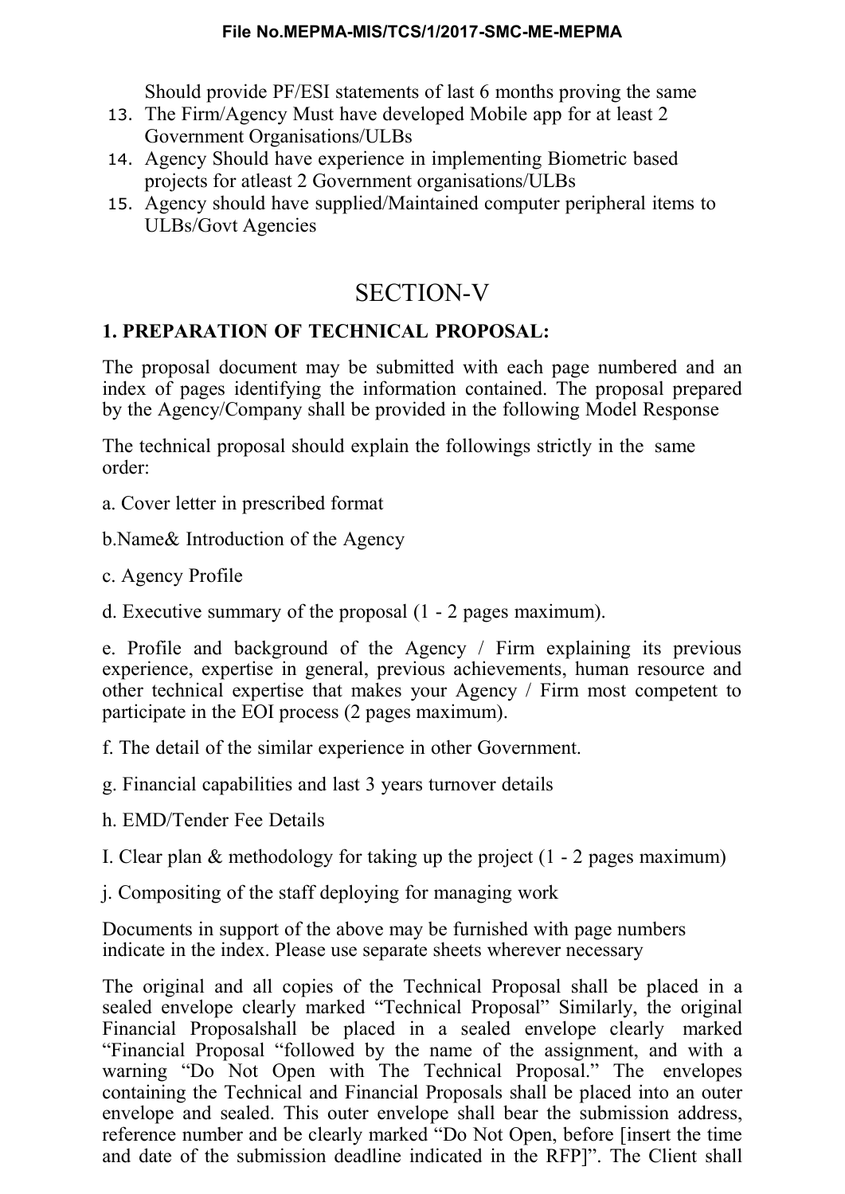Should provide PF/ESI statements of last 6 months proving the same

13. The Firm/Agency Must have developed Mobile app for at least 2 Government Organisations/ULBs
14. Agency Should have experience in implementing Biometric based projects for atleast 2 Government organisations/ULBs
15. Agency should have supplied/Maintained computer peripheral items to ULBs/Govt Agencies

# SECTION-V

**1. PREPARATION OF TECHNICAL PROPOSAL:**

The proposal document may be submitted with each page numbered and an index of pages identifying the information contained. The proposal prepared by the Agency/Company shall be provided in the following Model Response

The technical proposal should explain the followings strictly in the same order:

a. Cover letter in prescribed format

b.Name& Introduction of the Agency

c. Agency Profile

d. Executive summary of the proposal (1 - 2 pages maximum).

e. Profile and background of the Agency / Firm explaining its previous experience, expertise in general, previous achievements, human resource and other technical expertise that makes your Agency / Firm most competent to participate in the EOI process (2 pages maximum).

f. The detail of the similar experience in other Government.

g. Financial capabilities and last 3 years turnover details

h. EMD/Tender Fee Details

I. Clear plan & methodology for taking up the project (1 - 2 pages maximum)

j. Compositing of the staff deploying for managing work

Documents in support of the above may be furnished with page numbers indicate in the index. Please use separate sheets wherever necessary

The original and all copies of the Technical Proposal shall be placed in a sealed envelope clearly marked "Technical Proposal" Similarly, the original Financial Proposalshall be placed in a sealed envelope clearly marked "Financial Proposal "followed by the name of the assignment, and with a warning "Do Not Open with The Technical Proposal." The envelopes containing the Technical and Financial Proposals shall be placed into an outer envelope and sealed. This outer envelope shall bear the submission address, reference number and be clearly marked "Do Not Open, before [insert the time and date of the submission deadline indicated in the RFP]". The Client shall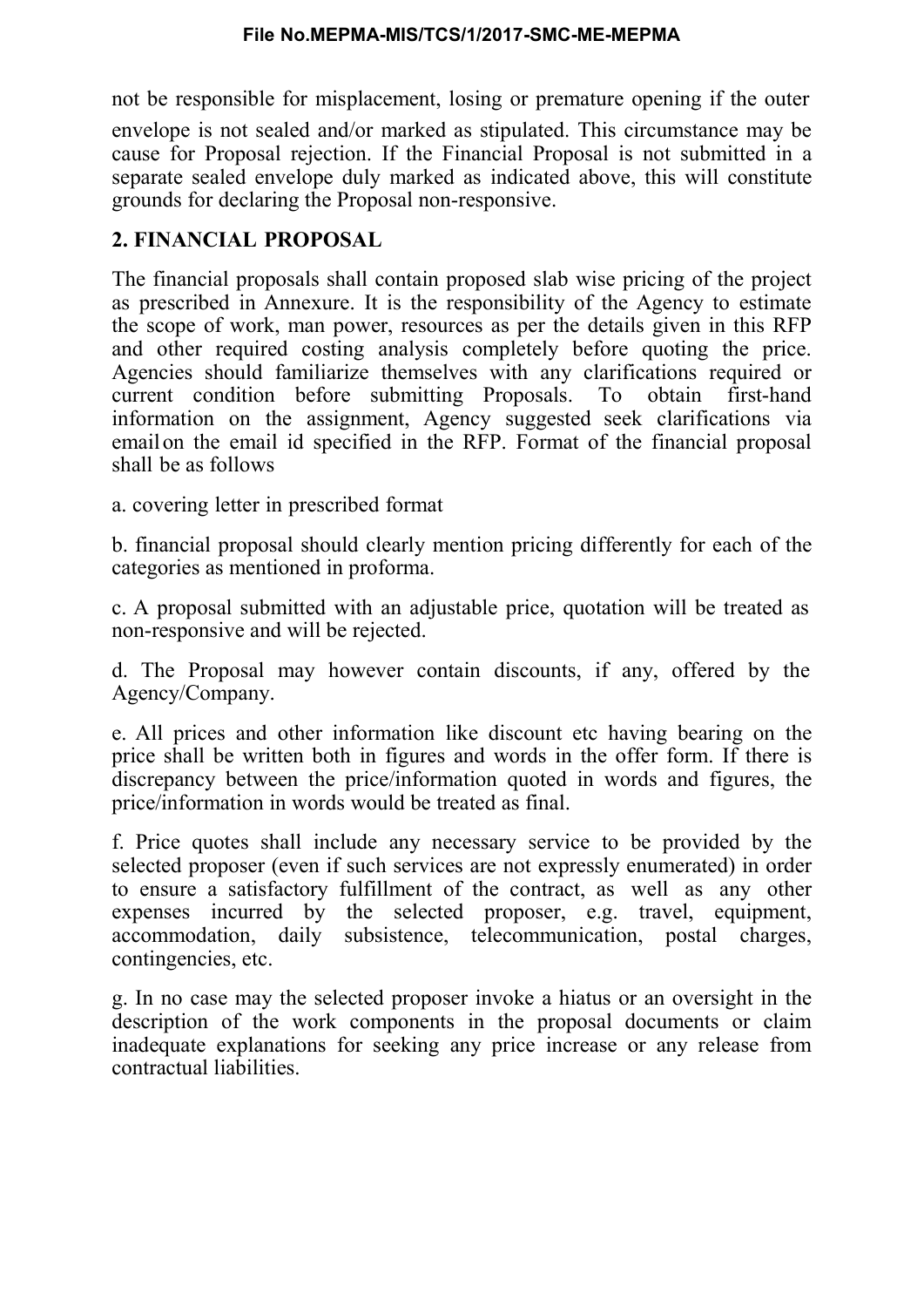not be responsible for misplacement, losing or premature opening if the outer envelope is not sealed and/or marked as stipulated. This circumstance may be cause for Proposal rejection. If the Financial Proposal is not submitted in a separate sealed envelope duly marked as indicated above, this will constitute grounds for declaring the Proposal non-responsive.

## 2. FINANCIAL PROPOSAL

The financial proposals shall contain proposed slab wise pricing of the project as prescribed in Annexure. It is the responsibility of the Agency to estimate the scope of work, man power, resources as per the details given in this RFP and other required costing analysis completely before quoting the price. Agencies should familiarize themselves with any clarifications required or current condition before submitting Proposals. To obtain first-hand information on the assignment, Agency suggested seek clarifications via email on the email id specified in the RFP. Format of the financial proposal shall be as follows

a. covering letter in prescribed format

b. financial proposal should clearly mention pricing differently for each of the categories as mentioned in proforma.

c. A proposal submitted with an adjustable price, quotation will be treated as non-responsive and will be rejected.

d. The Proposal may however contain discounts, if any, offered by the Agency/Company.

e. All prices and other information like discount etc having bearing on the price shall be written both in figures and words in the offer form. If there is discrepancy between the price/information quoted in words and figures, the price/information in words would be treated as final.

f. Price quotes shall include any necessary service to be provided by the selected proposer (even if such services are not expressly enumerated) in order to ensure a satisfactory fulfillment of the contract, as well as any other expenses incurred by the selected proposer, e.g. travel, equipment, accommodation, daily subsistence, telecommunication, postal charges, contingencies, etc.

g. In no case may the selected proposer invoke a hiatus or an oversight in the description of the work components in the proposal documents or claim inadequate explanations for seeking any price increase or any release from contractual liabilities.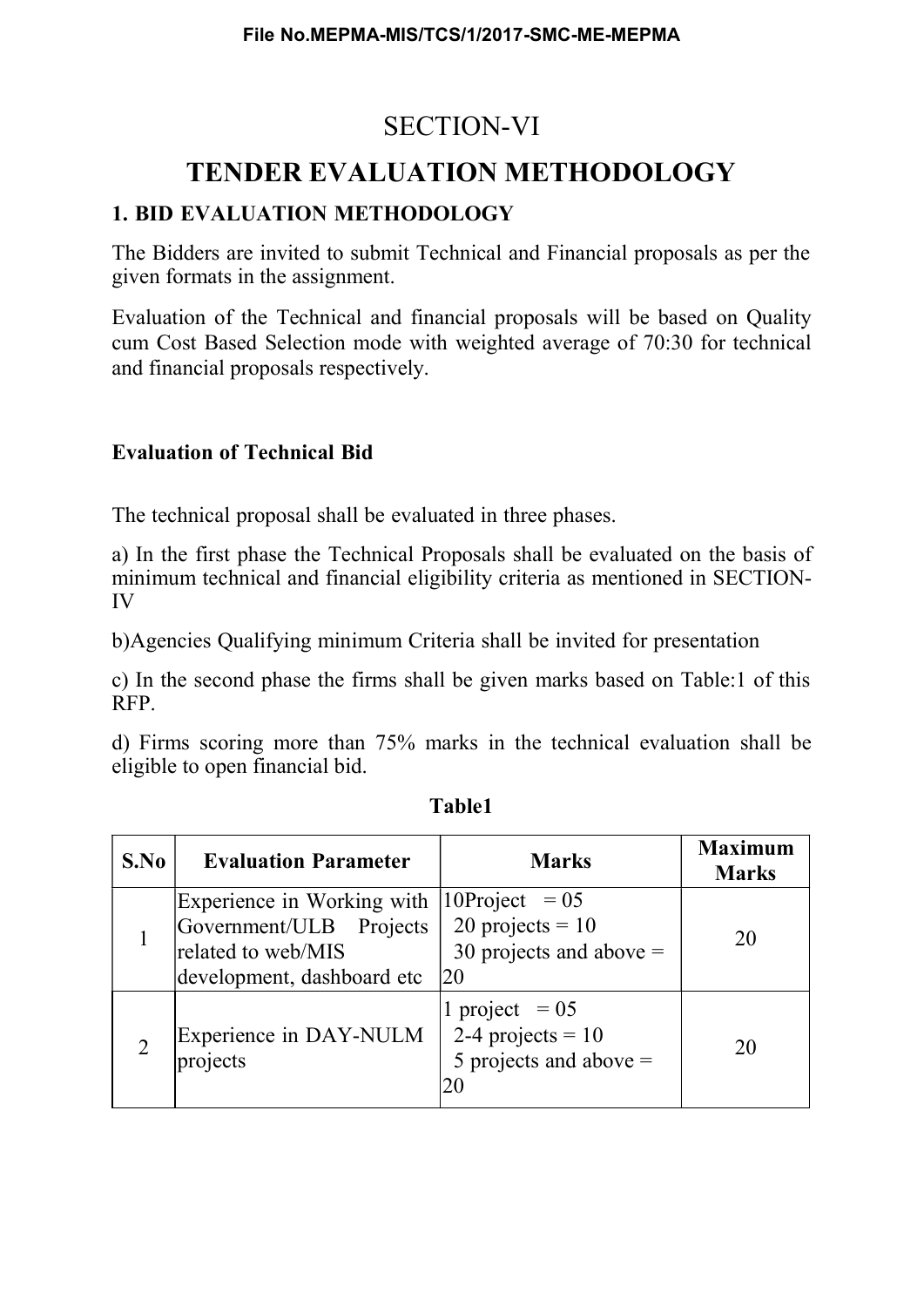# SECTION-VI

# TENDER EVALUATION METHODOLOGY

## 1. BID EVALUATION METHODOLOGY

The Bidders are invited to submit Technical and Financial proposals as per the given formats in the assignment.

Evaluation of the Technical and financial proposals will be based on Quality cum Cost Based Selection mode with weighted average of 70:30 for technical and financial proposals respectively.

### Evaluation of Technical Bid

The technical proposal shall be evaluated in three phases.

a) In the first phase the Technical Proposals shall be evaluated on the basis of minimum technical and financial eligibility criteria as mentioned in SECTION-IV

b)Agencies Qualifying minimum Criteria shall be invited for presentation

c) In the second phase the firms shall be given marks based on Table:1 of this RFP.

d) Firms scoring more than 75% marks in the technical evaluation shall be eligible to open financial bid.

**Table1**

| S.No | Evaluation Parameter | Marks | Maximum Marks |
|---|---|---|---|
| 1 | Experience in Working with Government/ULB Projects related to web/MIS development, dashboard etc | 10Project = 05<br>20 projects = 10<br>30 projects and above = 20 | 20 |
| 2 | Experience in DAY-NULM projects | 1 project = 05<br>2-4 projects = 10<br>5 projects and above = 20 | 20 |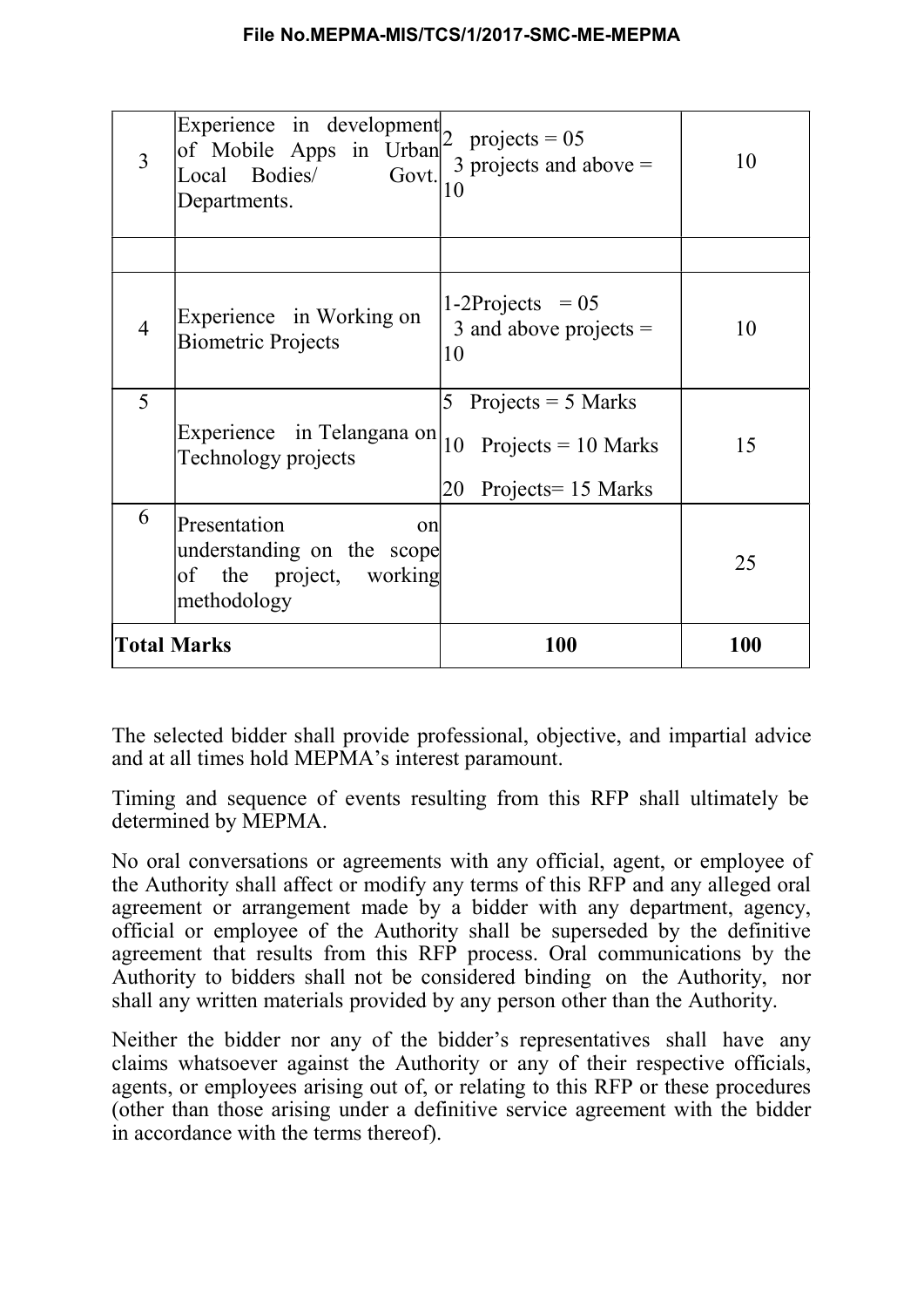| 3 | Experience in development of Mobile Apps in Urban Local Bodies/ Govt. Departments. | 2 projects = 05<br>3 projects and above = 10 | 10 |
|---|---|---|---|
| | | | |
| 4 | Experience in Working on Biometric Projects | 1-2Projects = 05<br>3 and above projects = 10 | 10 |
| 5 | Experience in Telangana on Technology projects | 5 Projects = 5 Marks<br>10 Projects = 10 Marks<br>20 Projects= 15 Marks | 15 |
| 6 | Presentation on understanding on the scope of the project, working methodology | | 25 |
| **Total Marks** | | **100** | **100** |

The selected bidder shall provide professional, objective, and impartial advice and at all times hold MEPMA's interest paramount.

Timing and sequence of events resulting from this RFP shall ultimately be determined by MEPMA.

No oral conversations or agreements with any official, agent, or employee of the Authority shall affect or modify any terms of this RFP and any alleged oral agreement or arrangement made by a bidder with any department, agency, official or employee of the Authority shall be superseded by the definitive agreement that results from this RFP process. Oral communications by the Authority to bidders shall not be considered binding on the Authority, nor shall any written materials provided by any person other than the Authority.

Neither the bidder nor any of the bidder's representatives shall have any claims whatsoever against the Authority or any of their respective officials, agents, or employees arising out of, or relating to this RFP or these procedures (other than those arising under a definitive service agreement with the bidder in accordance with the terms thereof).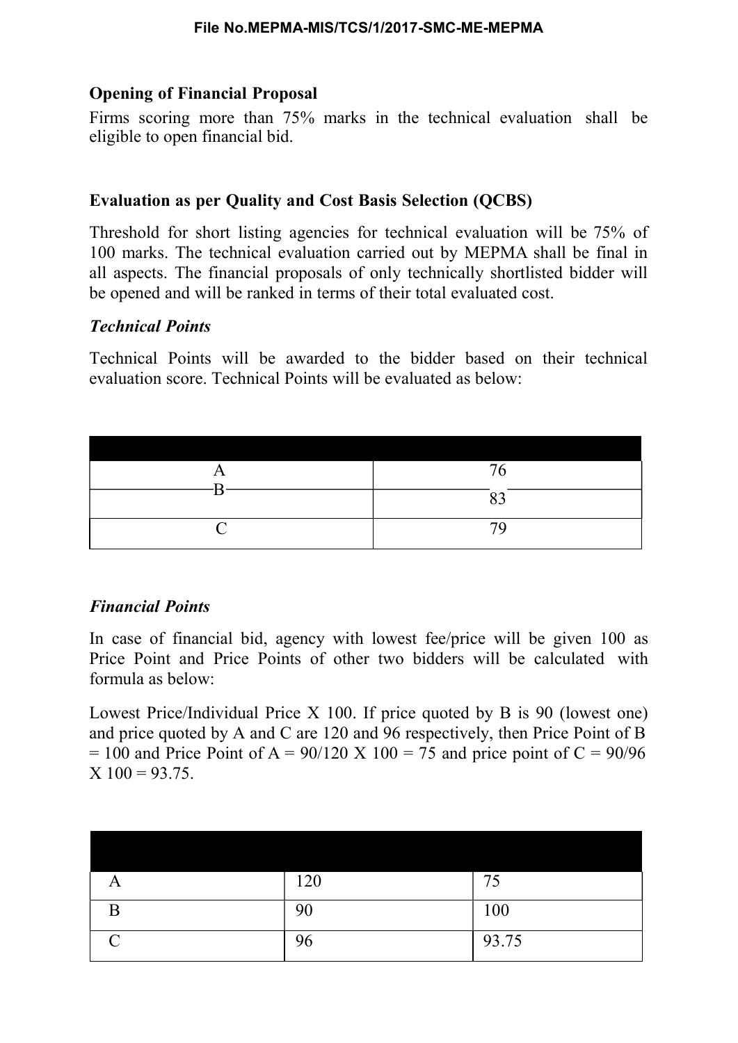### Opening of Financial Proposal

Firms scoring more than 75% marks in the technical evaluation shall be eligible to open financial bid.

### Evaluation as per Quality and Cost Basis Selection (QCBS)

Threshold for short listing agencies for technical evaluation will be 75% of 100 marks. The technical evaluation carried out by MEPMA shall be final in all aspects. The financial proposals of only technically shortlisted bidder will be opened and will be ranked in terms of their total evaluated cost.

#### *Technical Points*

Technical Points will be awarded to the bidder based on their technical evaluation score. Technical Points will be evaluated as below:

| | |
|---|---|
| A | 76 |
| B | 83 |
| C | 79 |

#### *Financial Points*

In case of financial bid, agency with lowest fee/price will be given 100 as Price Point and Price Points of other two bidders will be calculated with formula as below:

Lowest Price/Individual Price X 100. If price quoted by B is 90 (lowest one) and price quoted by A and C are 120 and 96 respectively, then Price Point of B = 100 and Price Point of A = 90/120 X 100 = 75 and price point of C = 90/96 X 100 = 93.75.

| | | |
|---|---|---|
| A | 120 | 75 |
| B | 90 | 100 |
| C | 96 | 93.75 |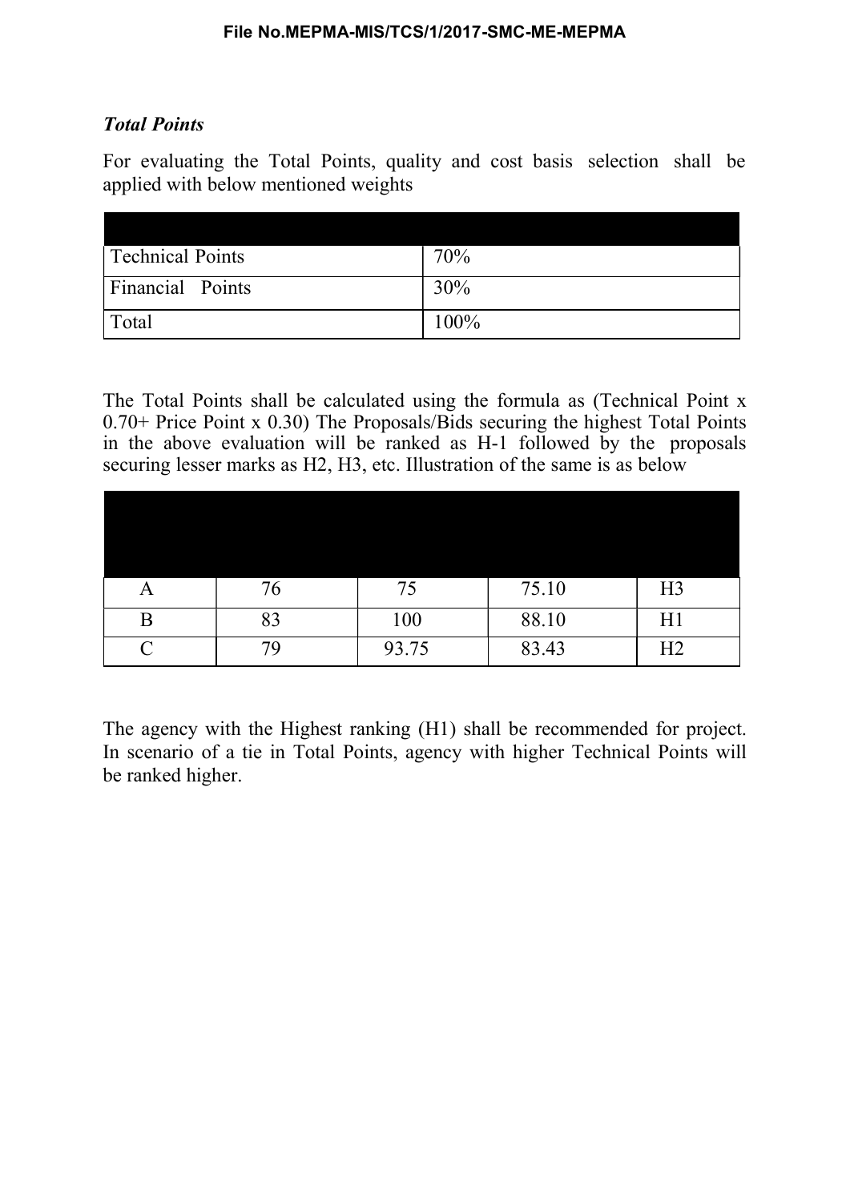*Total Points*

For evaluating the Total Points, quality and cost basis selection shall be applied with below mentioned weights

| | |
|---|---|
| Technical Points | 70% |
| Financial Points | 30% |
| Total | 100% |

The Total Points shall be calculated using the formula as (Technical Point x 0.70+ Price Point x 0.30) The Proposals/Bids securing the highest Total Points in the above evaluation will be ranked as H-1 followed by the proposals securing lesser marks as H2, H3, etc. Illustration of the same is as below

| | | | | |
|---|---|---|---|---|
| A | 76 | 75 | 75.10 | H3 |
| B | 83 | 100 | 88.10 | H1 |
| C | 79 | 93.75 | 83.43 | H2 |

The agency with the Highest ranking (H1) shall be recommended for project. In scenario of a tie in Total Points, agency with higher Technical Points will be ranked higher.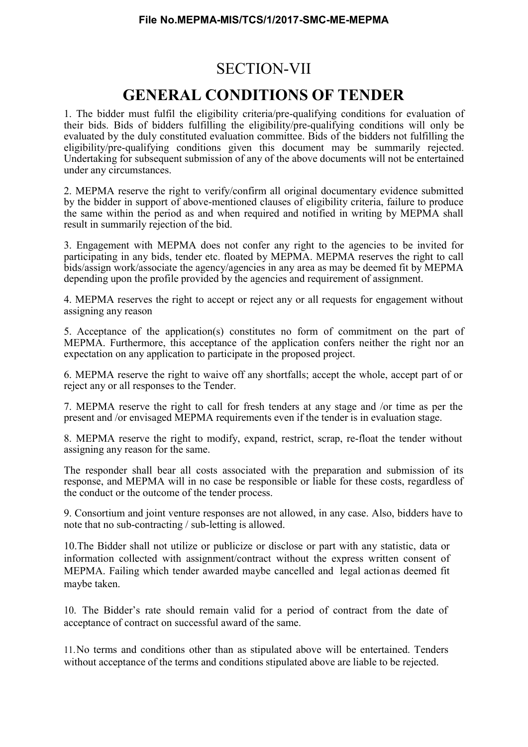# SECTION-VII

# GENERAL CONDITIONS OF TENDER

1. The bidder must fulfil the eligibility criteria/pre-qualifying conditions for evaluation of their bids. Bids of bidders fulfilling the eligibility/pre-qualifying conditions will only be evaluated by the duly constituted evaluation committee. Bids of the bidders not fulfilling the eligibility/pre-qualifying conditions given this document may be summarily rejected. Undertaking for subsequent submission of any of the above documents will not be entertained under any circumstances.

2. MEPMA reserve the right to verify/confirm all original documentary evidence submitted by the bidder in support of above-mentioned clauses of eligibility criteria, failure to produce the same within the period as and when required and notified in writing by MEPMA shall result in summarily rejection of the bid.

3. Engagement with MEPMA does not confer any right to the agencies to be invited for participating in any bids, tender etc. floated by MEPMA. MEPMA reserves the right to call bids/assign work/associate the agency/agencies in any area as may be deemed fit by MEPMA depending upon the profile provided by the agencies and requirement of assignment.

4. MEPMA reserves the right to accept or reject any or all requests for engagement without assigning any reason

5. Acceptance of the application(s) constitutes no form of commitment on the part of MEPMA. Furthermore, this acceptance of the application confers neither the right nor an expectation on any application to participate in the proposed project.

6. MEPMA reserve the right to waive off any shortfalls; accept the whole, accept part of or reject any or all responses to the Tender.

7. MEPMA reserve the right to call for fresh tenders at any stage and /or time as per the present and /or envisaged MEPMA requirements even if the tender is in evaluation stage.

8. MEPMA reserve the right to modify, expand, restrict, scrap, re-float the tender without assigning any reason for the same.

The responder shall bear all costs associated with the preparation and submission of its response, and MEPMA will in no case be responsible or liable for these costs, regardless of the conduct or the outcome of the tender process.

9. Consortium and joint venture responses are not allowed, in any case. Also, bidders have to note that no sub-contracting / sub-letting is allowed.

10.The Bidder shall not utilize or publicize or disclose or part with any statistic, data or information collected with assignment/contract without the express written consent of MEPMA. Failing which tender awarded maybe cancelled and legal action as deemed fit maybe taken.

10. The Bidder's rate should remain valid for a period of contract from the date of acceptance of contract on successful award of the same.

11.No terms and conditions other than as stipulated above will be entertained. Tenders without acceptance of the terms and conditions stipulated above are liable to be rejected.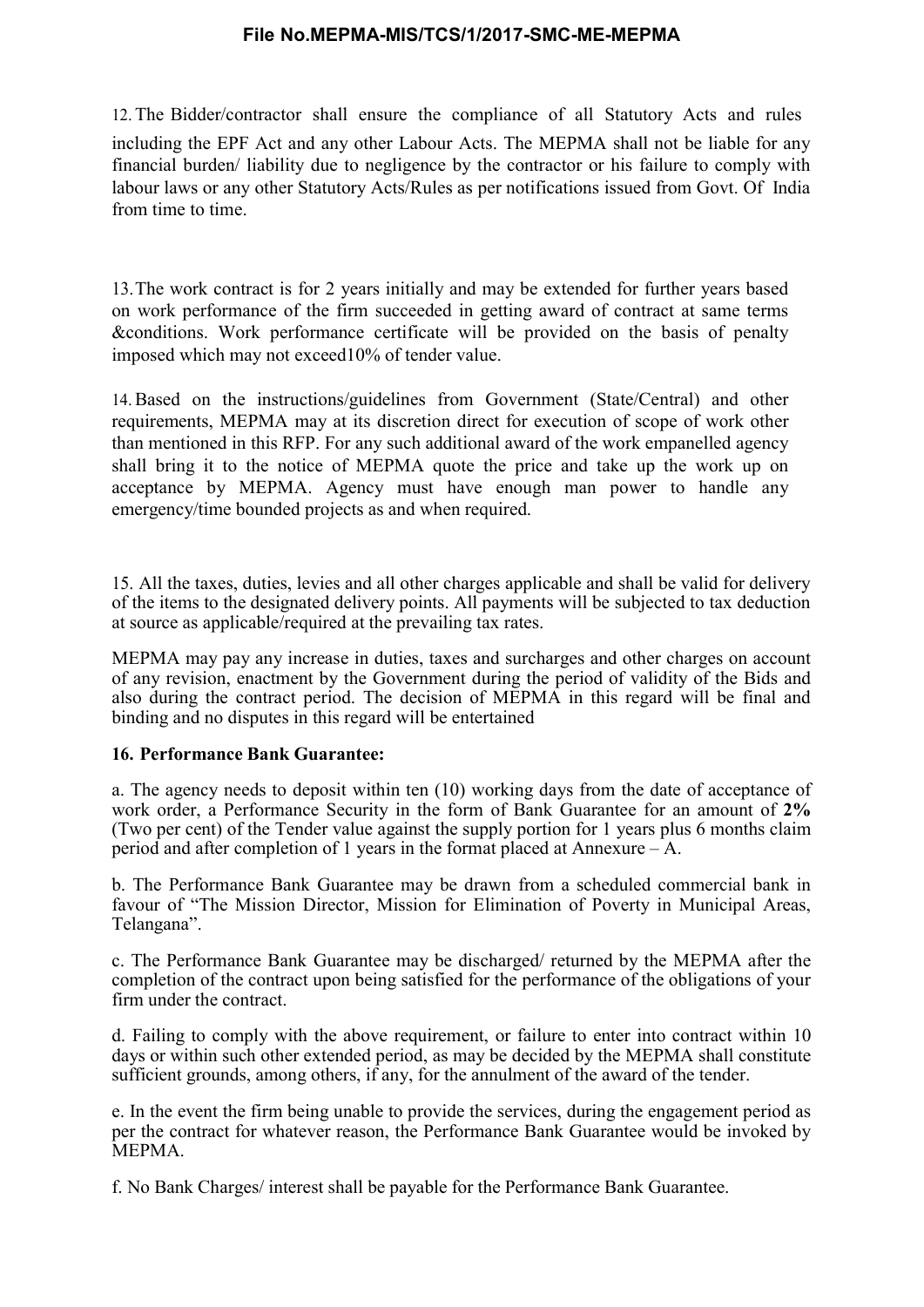12. The Bidder/contractor shall ensure the compliance of all Statutory Acts and rules including the EPF Act and any other Labour Acts. The MEPMA shall not be liable for any financial burden/ liability due to negligence by the contractor or his failure to comply with labour laws or any other Statutory Acts/Rules as per notifications issued from Govt. Of India from time to time.

13. The work contract is for 2 years initially and may be extended for further years based on work performance of the firm succeeded in getting award of contract at same terms &conditions. Work performance certificate will be provided on the basis of penalty imposed which may not exceed10% of tender value.

14. Based on the instructions/guidelines from Government (State/Central) and other requirements, MEPMA may at its discretion direct for execution of scope of work other than mentioned in this RFP. For any such additional award of the work empanelled agency shall bring it to the notice of MEPMA quote the price and take up the work up on acceptance by MEPMA. Agency must have enough man power to handle any emergency/time bounded projects as and when required.

15. All the taxes, duties, levies and all other charges applicable and shall be valid for delivery of the items to the designated delivery points. All payments will be subjected to tax deduction at source as applicable/required at the prevailing tax rates.

MEPMA may pay any increase in duties, taxes and surcharges and other charges on account of any revision, enactment by the Government during the period of validity of the Bids and also during the contract period. The decision of MEPMA in this regard will be final and binding and no disputes in this regard will be entertained

**16. Performance Bank Guarantee:**

a. The agency needs to deposit within ten (10) working days from the date of acceptance of work order, a Performance Security in the form of Bank Guarantee for an amount of **2%** (Two per cent) of the Tender value against the supply portion for 1 years plus 6 months claim period and after completion of 1 years in the format placed at Annexure – A.

b. The Performance Bank Guarantee may be drawn from a scheduled commercial bank in favour of "The Mission Director, Mission for Elimination of Poverty in Municipal Areas, Telangana".

c. The Performance Bank Guarantee may be discharged/ returned by the MEPMA after the completion of the contract upon being satisfied for the performance of the obligations of your firm under the contract.

d. Failing to comply with the above requirement, or failure to enter into contract within 10 days or within such other extended period, as may be decided by the MEPMA shall constitute sufficient grounds, among others, if any, for the annulment of the award of the tender.

e. In the event the firm being unable to provide the services, during the engagement period as per the contract for whatever reason, the Performance Bank Guarantee would be invoked by MEPMA.

f. No Bank Charges/ interest shall be payable for the Performance Bank Guarantee.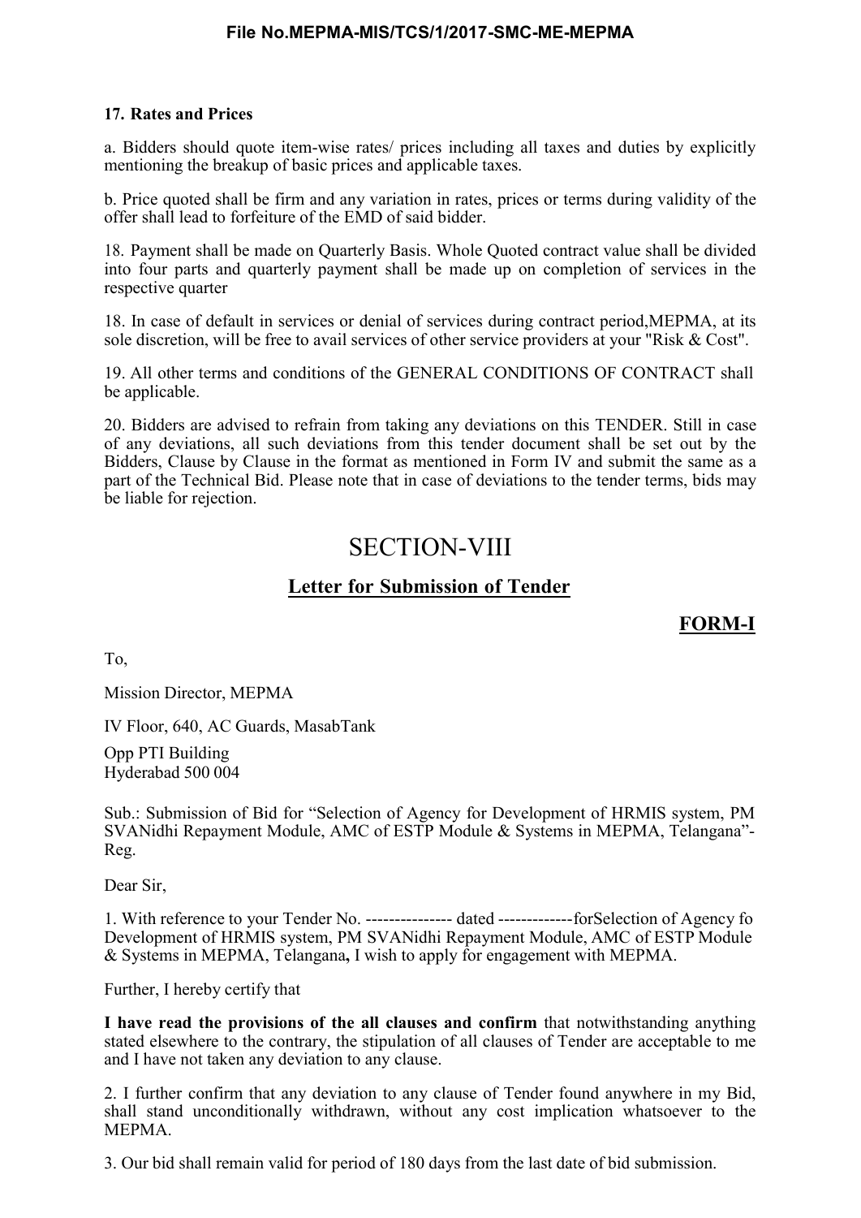**17. Rates and Prices**

a. Bidders should quote item-wise rates/ prices including all taxes and duties by explicitly mentioning the breakup of basic prices and applicable taxes.

b. Price quoted shall be firm and any variation in rates, prices or terms during validity of the offer shall lead to forfeiture of the EMD of said bidder.

18. Payment shall be made on Quarterly Basis. Whole Quoted contract value shall be divided into four parts and quarterly payment shall be made up on completion of services in the respective quarter

18. In case of default in services or denial of services during contract period,MEPMA, at its sole discretion, will be free to avail services of other service providers at your "Risk & Cost".

19. All other terms and conditions of the GENERAL CONDITIONS OF CONTRACT shall be applicable.

20. Bidders are advised to refrain from taking any deviations on this TENDER. Still in case of any deviations, all such deviations from this tender document shall be set out by the Bidders, Clause by Clause in the format as mentioned in Form IV and submit the same as a part of the Technical Bid. Please note that in case of deviations to the tender terms, bids may be liable for rejection.

# SECTION-VIII

## Letter for Submission of Tender

**FORM-I**

To,

Mission Director, MEPMA

IV Floor, 640, AC Guards, MasabTank

Opp PTI Building
Hyderabad 500 004

Sub.: Submission of Bid for "Selection of Agency for Development of HRMIS system, PM SVANidhi Repayment Module, AMC of ESTP Module & Systems in MEPMA, Telangana"-Reg.

Dear Sir,

1. With reference to your Tender No. --------------- dated -------------forSelection of Agency fo Development of HRMIS system, PM SVANidhi Repayment Module, AMC of ESTP Module & Systems in MEPMA, Telangana**,** I wish to apply for engagement with MEPMA.

Further, I hereby certify that

**I have read the provisions of the all clauses and confirm** that notwithstanding anything stated elsewhere to the contrary, the stipulation of all clauses of Tender are acceptable to me and I have not taken any deviation to any clause.

2. I further confirm that any deviation to any clause of Tender found anywhere in my Bid, shall stand unconditionally withdrawn, without any cost implication whatsoever to the MEPMA.

3. Our bid shall remain valid for period of 180 days from the last date of bid submission.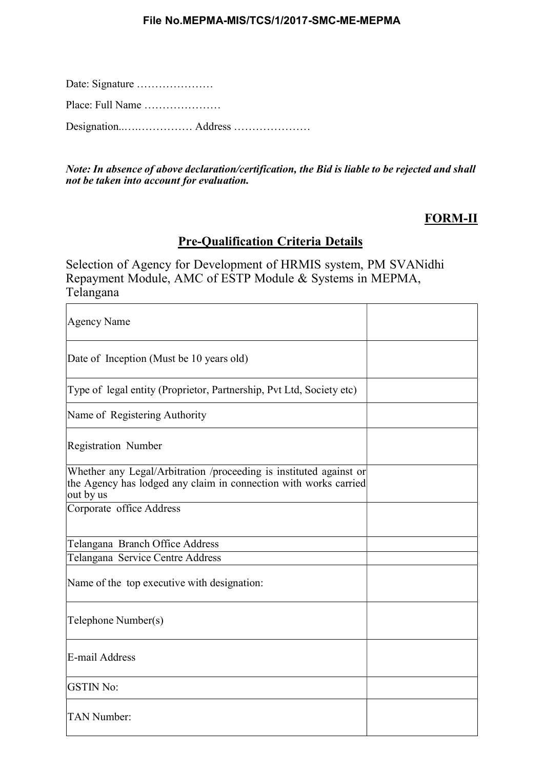Date: Signature …………………

Place: Full Name …………………

Designation..….…………… Address …………………

***Note: In absence of above declaration/certification, the Bid is liable to be rejected and shall not be taken into account for evaluation.***

**FORM-II**

## Pre-Qualification Criteria Details

Selection of Agency for Development of HRMIS system, PM SVANidhi Repayment Module, AMC of ESTP Module & Systems in MEPMA, Telangana

| | |
|---|---|
| Agency Name | |
| Date of Inception (Must be 10 years old) | |
| Type of legal entity (Proprietor, Partnership, Pvt Ltd, Society etc) | |
| Name of Registering Authority | |
| Registration Number | |
| Whether any Legal/Arbitration /proceeding is instituted against or the Agency has lodged any claim in connection with works carried out by us | |
| Corporate office Address | |
| Telangana Branch Office Address | |
| Telangana Service Centre Address | |
| Name of the top executive with designation: | |
| Telephone Number(s) | |
| E-mail Address | |
| GSTIN No: | |
| TAN Number: | |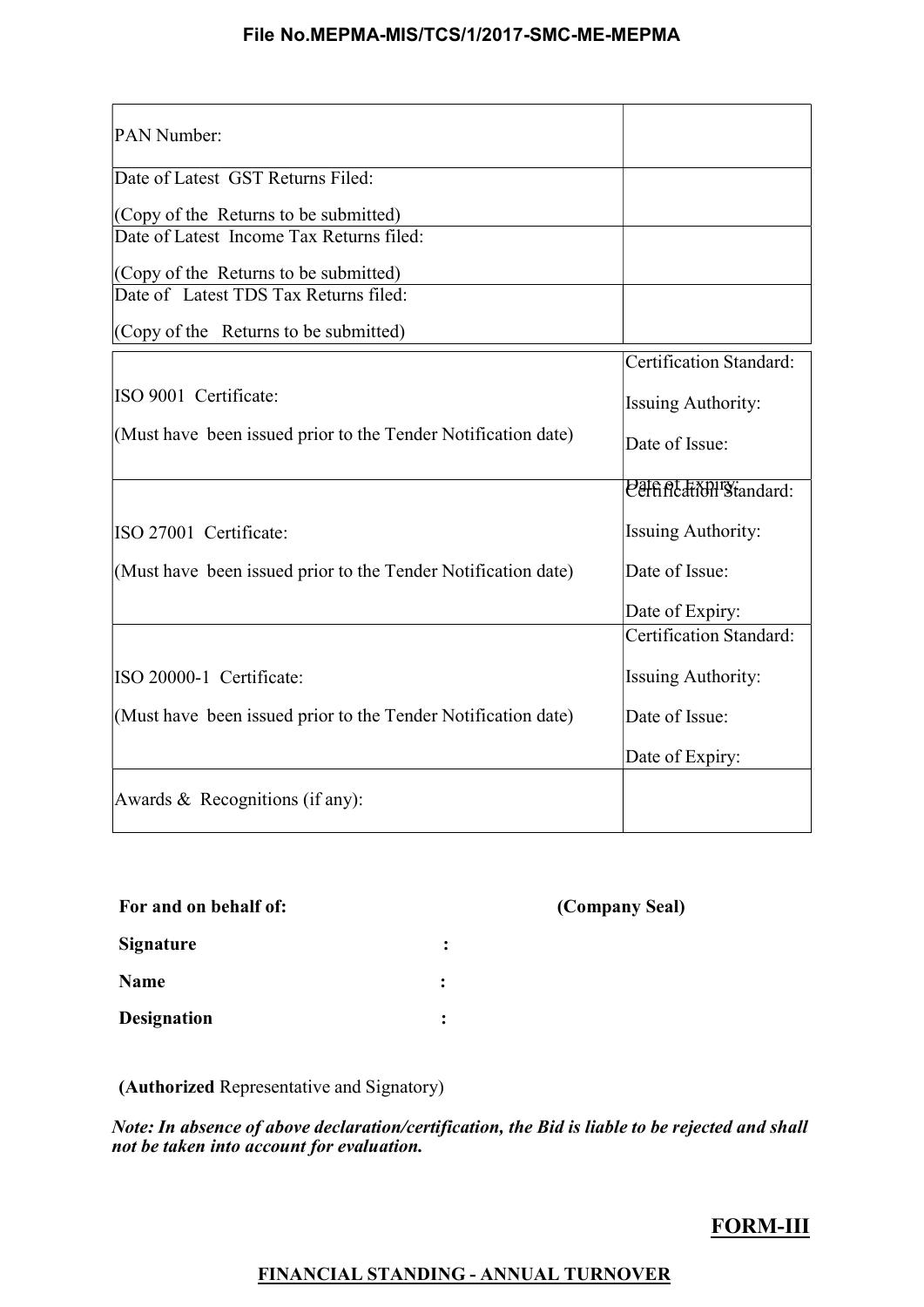| PAN Number: | |
|---|---|
| Date of Latest GST Returns Filed:<br><br>(Copy of the Returns to be submitted) | |
| Date of Latest Income Tax Returns filed:<br><br>(Copy of the Returns to be submitted) | |
| Date of Latest TDS Tax Returns filed:<br><br>(Copy of the Returns to be submitted) | |
| ISO 9001 Certificate:<br><br>(Must have been issued prior to the Tender Notification date) | Certification Standard:<br><br>Issuing Authority:<br><br>Date of Issue:<br><br>Date of Expiry: |
| ISO 27001 Certificate:<br><br>(Must have been issued prior to the Tender Notification date) | Certification Standard:<br><br>Issuing Authority:<br><br>Date of Issue:<br><br>Date of Expiry: |
| ISO 20000-1 Certificate:<br><br>(Must have been issued prior to the Tender Notification date) | Certification Standard:<br><br>Issuing Authority:<br><br>Date of Issue:<br><br>Date of Expiry: |
| Awards & Recognitions (if any): | |

**For and on behalf of:** **(Company Seal)**

**Signature** :

**Name** :

**Designation** :

**(Authorized** Representative and Signatory)

***Note: In absence of above declaration/certification, the Bid is liable to be rejected and shall not be taken into account for evaluation.***

## FORM-III

### FINANCIAL STANDING - ANNUAL TURNOVER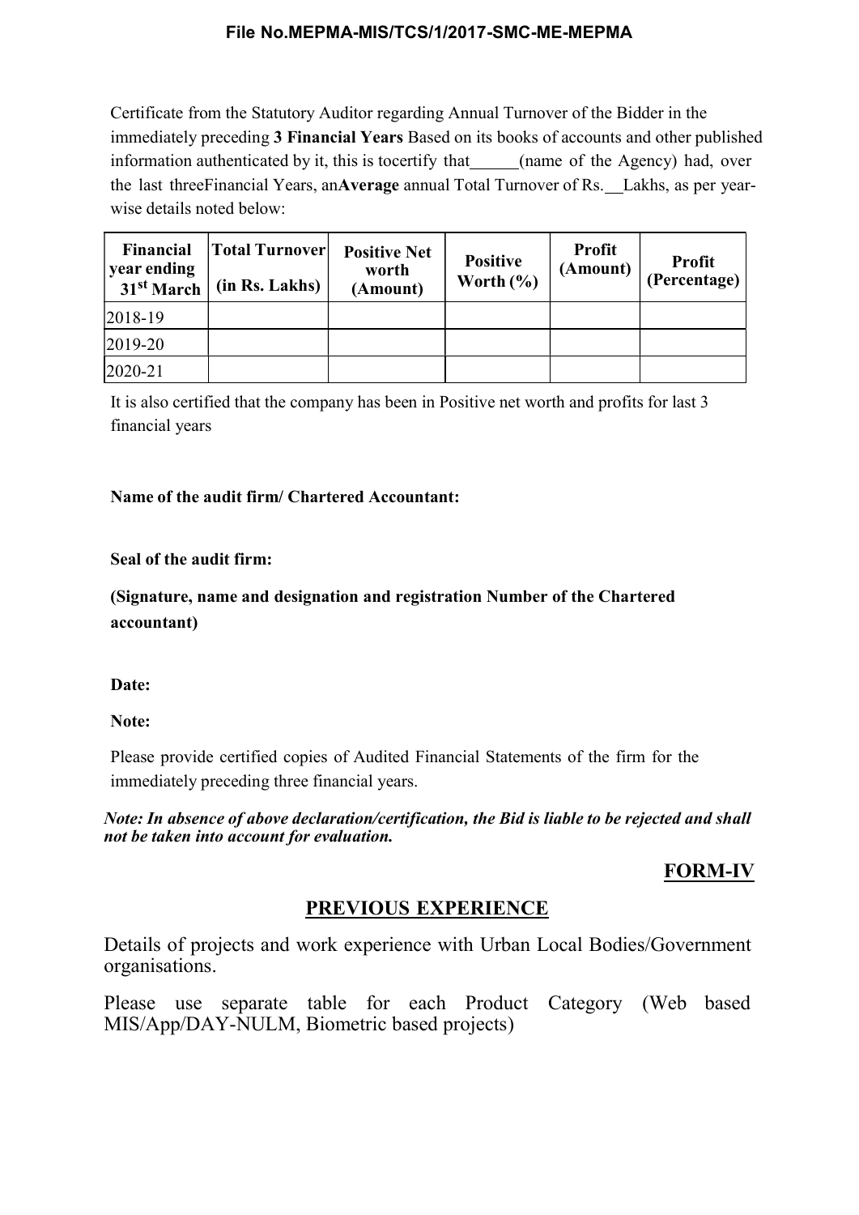Certificate from the Statutory Auditor regarding Annual Turnover of the Bidder in the immediately preceding **3 Financial Years** Based on its books of accounts and other published information authenticated by it, this is tocertify that\_\_\_\_\_\_(name of the Agency) had, over the last threeFinancial Years, an**Average** annual Total Turnover of Rs.\_\_Lakhs, as per year-wise details noted below:

| Financial year ending 31st March | Total Turnover (in Rs. Lakhs) | Positive Net worth (Amount) | Positive Worth (%) | Profit (Amount) | Profit (Percentage) |
|---|---|---|---|---|---|
| 2018-19 | | | | | |
| 2019-20 | | | | | |
| 2020-21 | | | | | |

It is also certified that the company has been in Positive net worth and profits for last 3 financial years

**Name of the audit firm/ Chartered Accountant:**

**Seal of the audit firm:**

**(Signature, name and designation and registration Number of the Chartered accountant)**

**Date:**

**Note:**

Please provide certified copies of Audited Financial Statements of the firm for the immediately preceding three financial years.

***Note: In absence of above declaration/certification, the Bid is liable to be rejected and shall not be taken into account for evaluation.***

## FORM-IV

## PREVIOUS EXPERIENCE

Details of projects and work experience with Urban Local Bodies/Government organisations.

Please use separate table for each Product Category (Web based MIS/App/DAY-NULM, Biometric based projects)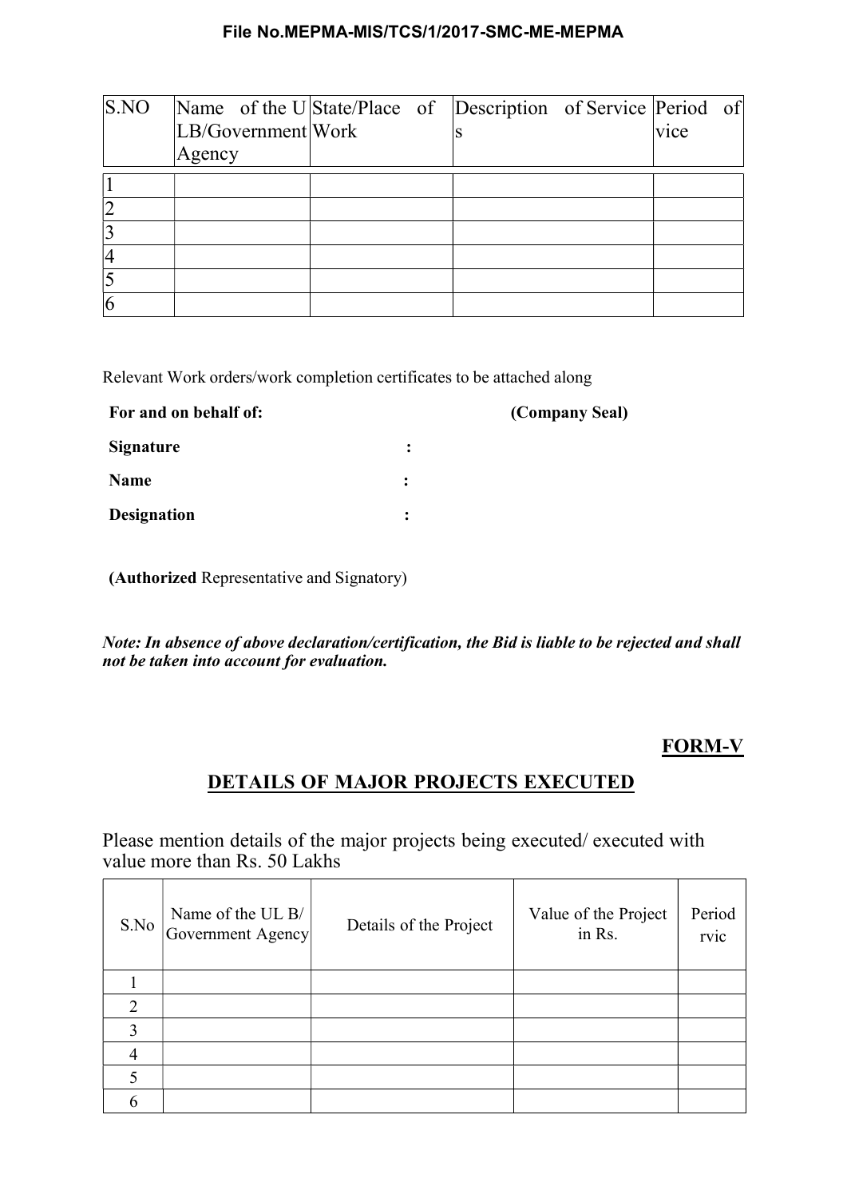| S.NO | Name of the ULB/Government Agency | State/Place of Work | Description of Services | Period of vice |
|---|---|---|---|---|
| 1 | | | | |
| 2 | | | | |
| 3 | | | | |
| 4 | | | | |
| 5 | | | | |
| 6 | | | | |

Relevant Work orders/work completion certificates to be attached along

**For and on behalf of:** **(Company Seal)**

**Signature** :

**Name** :

**Designation** :

**(Authorized** Representative and Signatory)

***Note: In absence of above declaration/certification, the Bid is liable to be rejected and shall not be taken into account for evaluation.***

**FORM-V**

## DETAILS OF MAJOR PROJECTS EXECUTED

Please mention details of the major projects being executed/ executed with value more than Rs. 50 Lakhs

| S.No | Name of the UL B/ Government Agency | Details of the Project | Value of the Project in Rs. | Period rvic |
|---|---|---|---|---|
| 1 | | | | |
| 2 | | | | |
| 3 | | | | |
| 4 | | | | |
| 5 | | | | |
| 6 | | | | |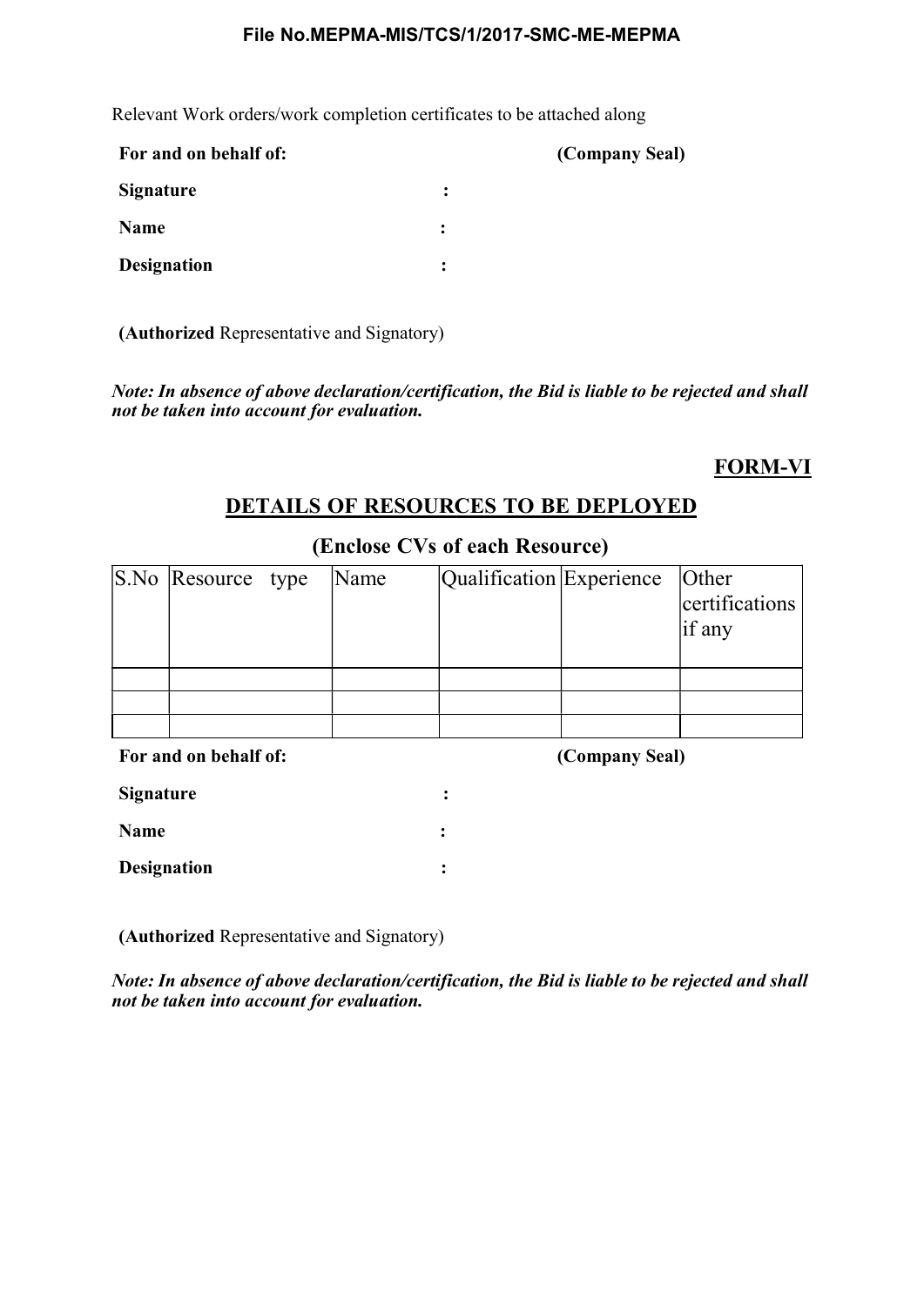Relevant Work orders/work completion certificates to be attached along

**For and on behalf of:** **(Company Seal)**

**Signature** :

**Name** :

**Designation** :

**(Authorized** Representative and Signatory)

***Note: In absence of above declaration/certification, the Bid is liable to be rejected and shall not be taken into account for evaluation.***

**FORM-VI**

## DETAILS OF RESOURCES TO BE DEPLOYED

### (Enclose CVs of each Resource)

| S.No | Resource type | Name | Qualification | Experience | Other certifications if any |
|---|---|---|---|---|---|
| | | | | | |
| | | | | | |
| | | | | | |

**For and on behalf of:** **(Company Seal)**

**Signature** :

**Name** :

**Designation** :

**(Authorized** Representative and Signatory)

***Note: In absence of above declaration/certification, the Bid is liable to be rejected and shall not be taken into account for evaluation.***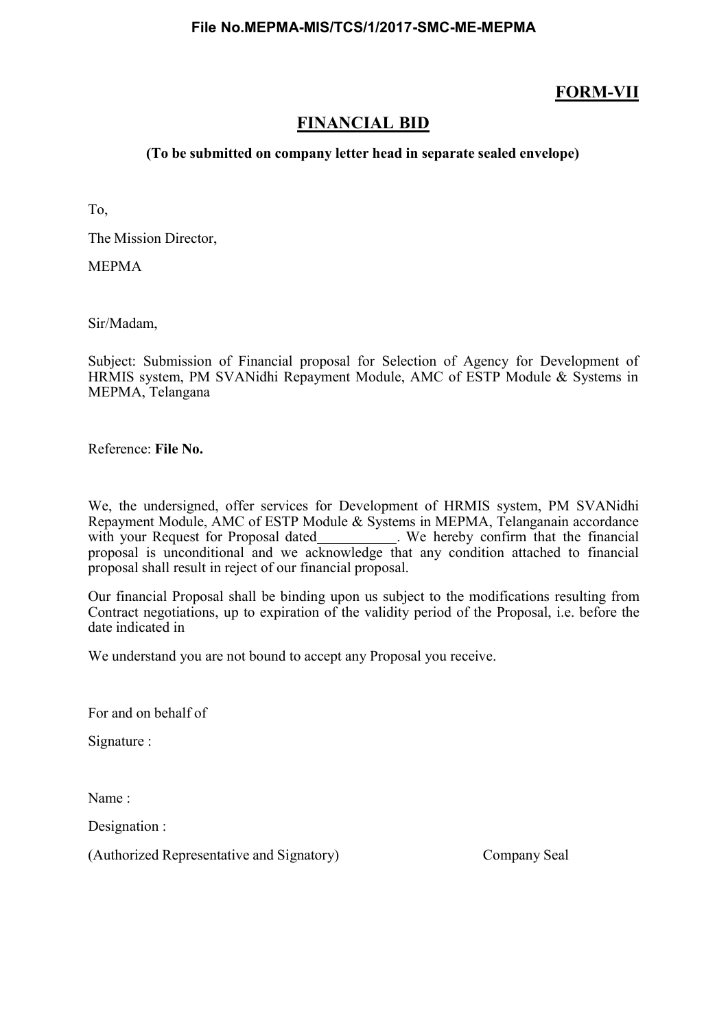## FORM-VII

## FINANCIAL BID

**(To be submitted on company letter head in separate sealed envelope)**

To,

The Mission Director,

MEPMA

Sir/Madam,

Subject: Submission of Financial proposal for Selection of Agency for Development of HRMIS system, PM SVANidhi Repayment Module, AMC of ESTP Module & Systems in MEPMA, Telangana

Reference: **File No.**

We, the undersigned, offer services for Development of HRMIS system, PM SVANidhi Repayment Module, AMC of ESTP Module & Systems in MEPMA, Telanganain accordance with your Request for Proposal dated\_\_\_\_\_\_\_\_\_\_\_. We hereby confirm that the financial proposal is unconditional and we acknowledge that any condition attached to financial proposal shall result in reject of our financial proposal.

Our financial Proposal shall be binding upon us subject to the modifications resulting from Contract negotiations, up to expiration of the validity period of the Proposal, i.e. before the date indicated in

We understand you are not bound to accept any Proposal you receive.

For and on behalf of

Signature :

Name :

Designation :

(Authorized Representative and Signatory) Company Seal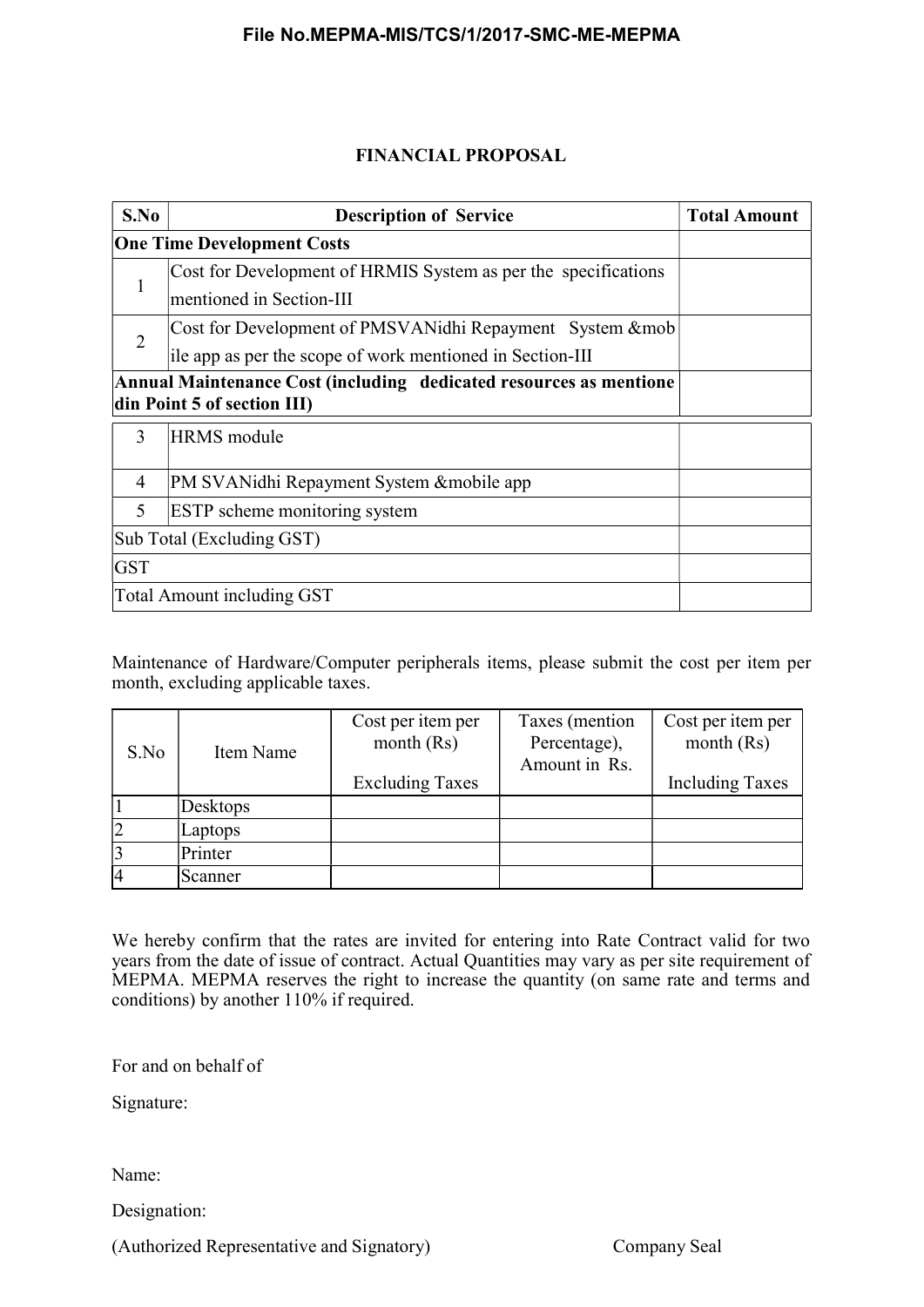## FINANCIAL PROPOSAL

| S.No | Description of Service | Total Amount |
|---|---|---|
| **One Time Development Costs** | | |
| 1 | Cost for Development of HRMIS System as per the specifications mentioned in Section-III | |
| 2 | Cost for Development of PMSVANidhi Repayment System &mob ile app as per the scope of work mentioned in Section-III | |
| **Annual Maintenance Cost (including dedicated resources as mentione din Point 5 of section III)** | | |
| 3 | HRMS module | |
| 4 | PM SVANidhi Repayment System &mobile app | |
| 5 | ESTP scheme monitoring system | |
| Sub Total (Excluding GST) | | |
| GST | | |
| Total Amount including GST | | |

Maintenance of Hardware/Computer peripherals items, please submit the cost per item per month, excluding applicable taxes.

| S.No | Item Name | Cost per item per month (Rs) Excluding Taxes | Taxes (mention Percentage), Amount in Rs. | Cost per item per month (Rs) Including Taxes |
|---|---|---|---|---|
| 1 | Desktops | | | |
| 2 | Laptops | | | |
| 3 | Printer | | | |
| 4 | Scanner | | | |

We hereby confirm that the rates are invited for entering into Rate Contract valid for two years from the date of issue of contract. Actual Quantities may vary as per site requirement of MEPMA. MEPMA reserves the right to increase the quantity (on same rate and terms and conditions) by another 110% if required.

For and on behalf of

Signature:

Name:

Designation:

(Authorized Representative and Signatory) Company Seal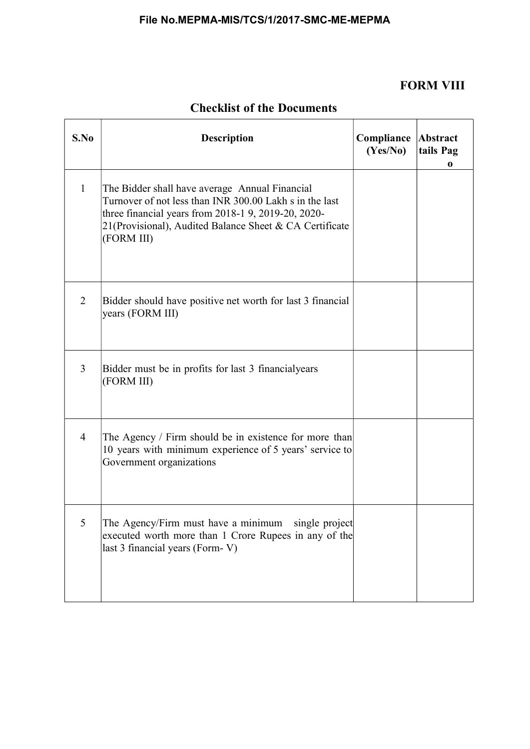## FORM VIII

## Checklist of the Documents

| S.No | Description | Compliance (Yes/No) | Abstract tails Pag o |
|---|---|---|---|
| 1 | The Bidder shall have average Annual Financial Turnover of not less than INR 300.00 Lakh s in the last three financial years from 2018-1 9, 2019-20, 2020-21(Provisional), Audited Balance Sheet & CA Certificate (FORM III) | | |
| 2 | Bidder should have positive net worth for last 3 financial years (FORM III) | | |
| 3 | Bidder must be in profits for last 3 financialyears (FORM III) | | |
| 4 | The Agency / Firm should be in existence for more than 10 years with minimum experience of 5 years' service to Government organizations | | |
| 5 | The Agency/Firm must have a minimum single project executed worth more than 1 Crore Rupees in any of the last 3 financial years (Form- V) | | |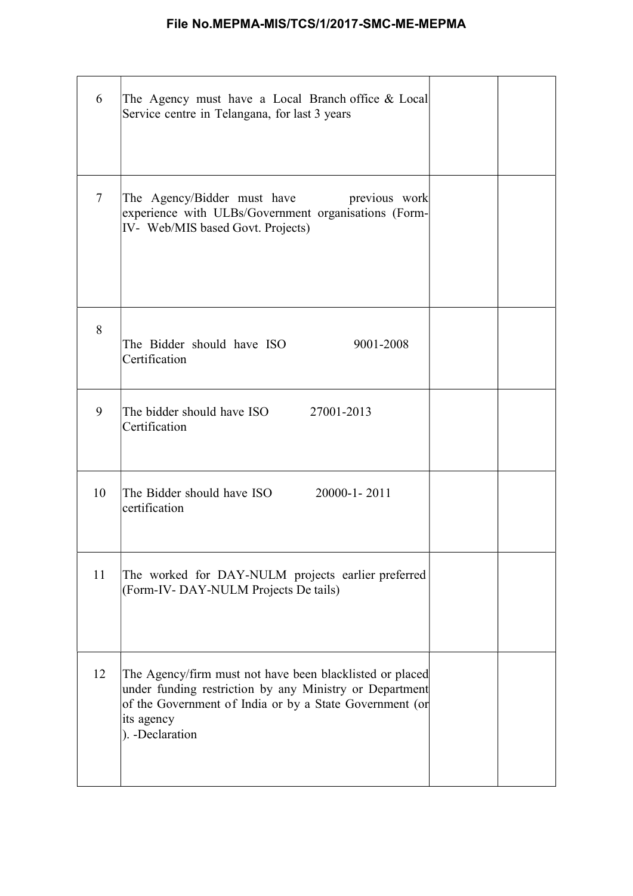| | | | |
|---|---|---|---|
| 6 | The Agency must have a Local Branch office & Local Service centre in Telangana, for last 3 years | | |
| 7 | The Agency/Bidder must have previous work experience with ULBs/Government organisations (Form-IV- Web/MIS based Govt. Projects) | | |
| 8 | The Bidder should have ISO 9001-2008 Certification | | |
| 9 | The bidder should have ISO 27001-2013 Certification | | |
| 10 | The Bidder should have ISO 20000-1- 2011 certification | | |
| 11 | The worked for DAY-NULM projects earlier preferred (Form-IV- DAY-NULM Projects De tails) | | |
| 12 | The Agency/firm must not have been blacklisted or placed under funding restriction by any Ministry or Department of the Government of India or by a State Government (or its agency ). -Declaration | | |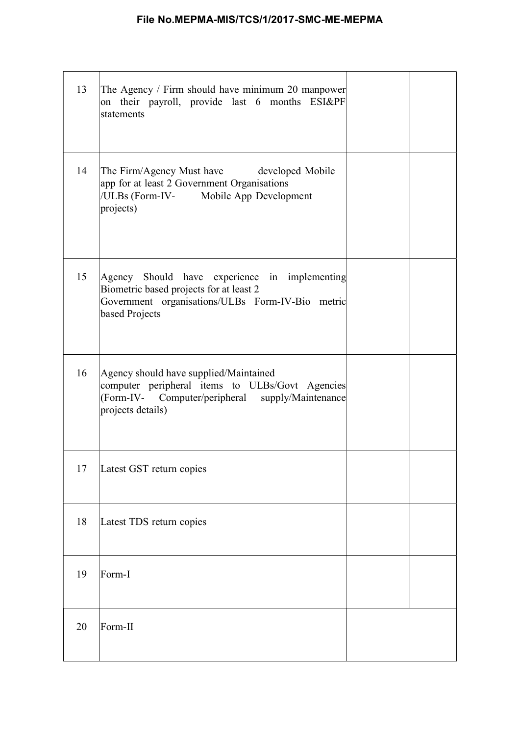| | | | |
|---|---|---|---|
| 13 | The Agency / Firm should have minimum 20 manpower on their payroll, provide last 6 months ESI&PF statements | | |
| 14 | The Firm/Agency Must have developed Mobile app for at least 2 Government Organisations /ULBs (Form-IV- Mobile App Development projects) | | |
| 15 | Agency Should have experience in implementing Biometric based projects for at least 2 Government organisations/ULBs Form-IV-Bio metric based Projects | | |
| 16 | Agency should have supplied/Maintained computer peripheral items to ULBs/Govt Agencies (Form-IV- Computer/peripheral supply/Maintenance projects details) | | |
| 17 | Latest GST return copies | | |
| 18 | Latest TDS return copies | | |
| 19 | Form-I | | |
| 20 | Form-II | | |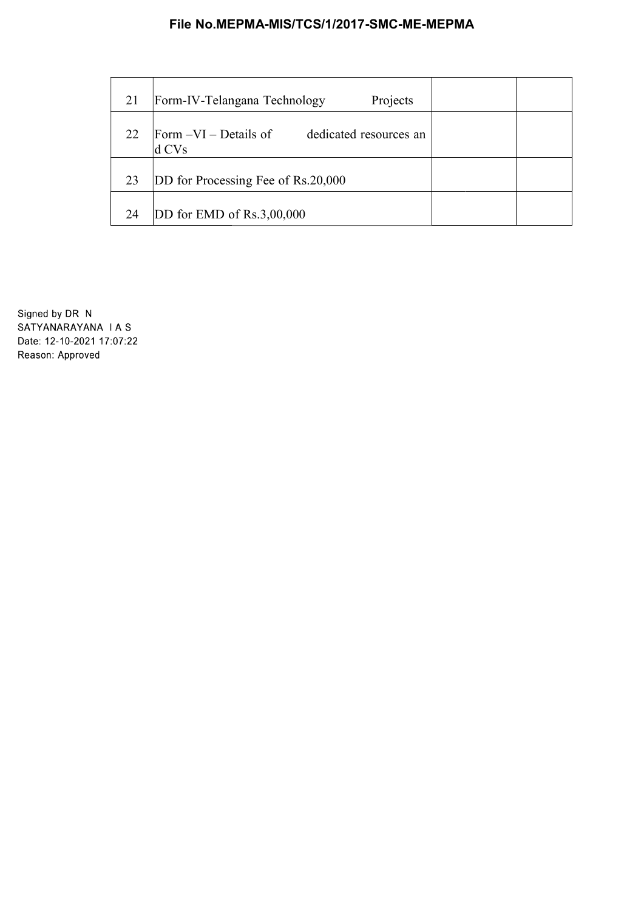| | | | |
|---|---|---|---|
| 21 | Form-IV-Telangana Technology Projects | | |
| 22 | Form –VI – Details of dedicated resources an d CVs | | |
| 23 | DD for Processing Fee of Rs.20,000 | | |
| 24 | DD for EMD of Rs.3,00,000 | | |

Signed by DR N
SATYANARAYANA I A S
Date: 12-10-2021 17:07:22
Reason: Approved